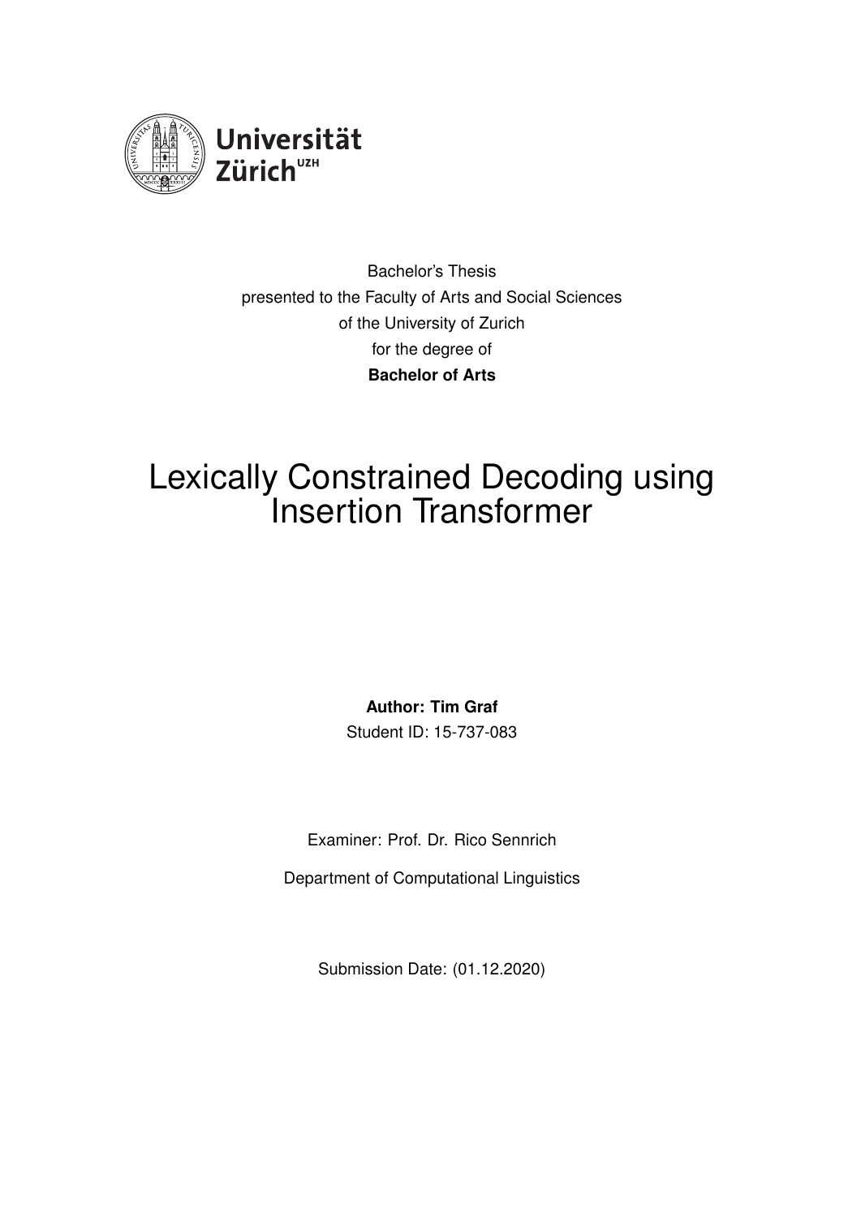Universität Zürich[UZH]

Bachelor's Thesis
presented to the Faculty of Arts and Social Sciences
of the University of Zurich
for the degree of
**Bachelor of Arts**

# Lexically Constrained Decoding using Insertion Transformer

**Author: Tim Graf**
Student ID: 15-737-083

Examiner: Prof. Dr. Rico Sennrich

Department of Computational Linguistics

Submission Date: (01.12.2020)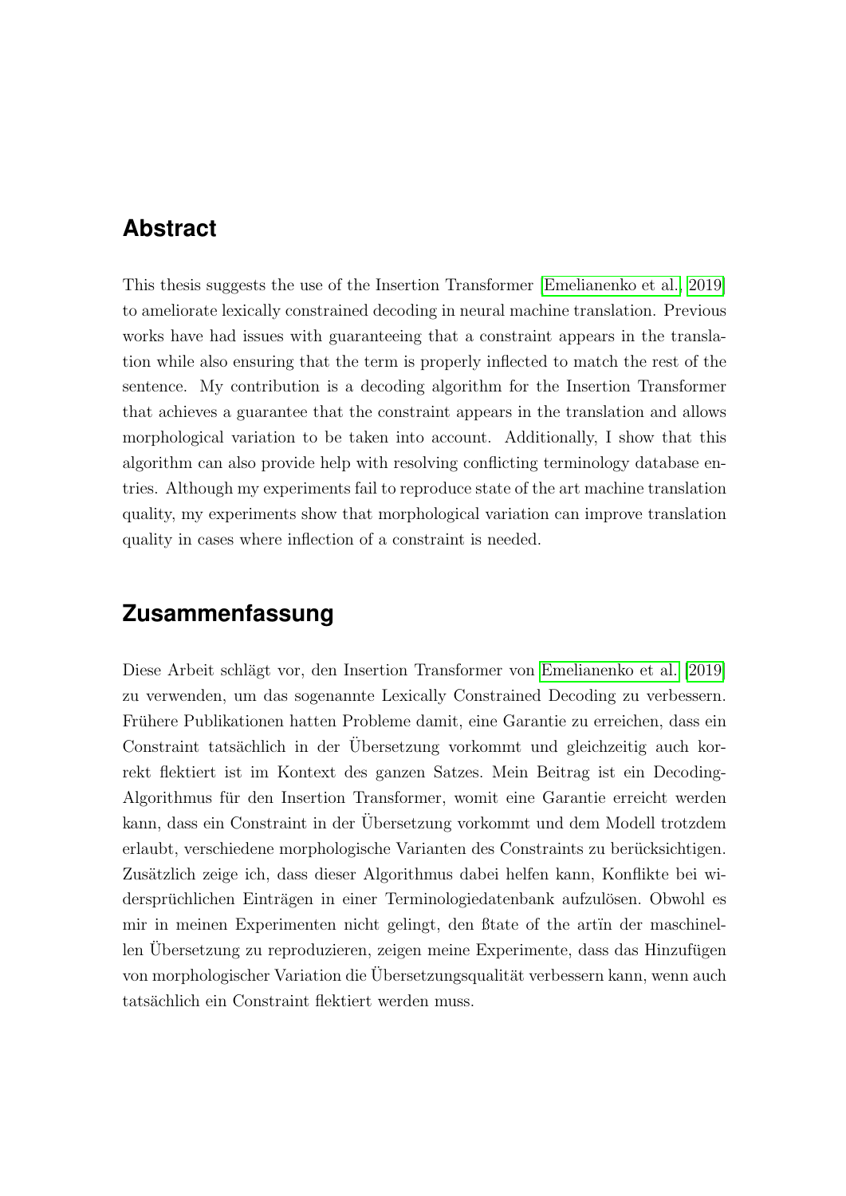## Abstract

This thesis suggests the use of the Insertion Transformer [Emelianenko et al., 2019] to ameliorate lexically constrained decoding in neural machine translation. Previous works have had issues with guaranteeing that a constraint appears in the translation while also ensuring that the term is properly inflected to match the rest of the sentence. My contribution is a decoding algorithm for the Insertion Transformer that achieves a guarantee that the constraint appears in the translation and allows morphological variation to be taken into account. Additionally, I show that this algorithm can also provide help with resolving conflicting terminology database entries. Although my experiments fail to reproduce state of the art machine translation quality, my experiments show that morphological variation can improve translation quality in cases where inflection of a constraint is needed.

## Zusammenfassung

Diese Arbeit schlägt vor, den Insertion Transformer von Emelianenko et al. [2019] zu verwenden, um das sogenannte Lexically Constrained Decoding zu verbessern. Frühere Publikationen hatten Probleme damit, eine Garantie zu erreichen, dass ein Constraint tatsächlich in der Übersetzung vorkommt und gleichzeitig auch korrekt flektiert ist im Kontext des ganzen Satzes. Mein Beitrag ist ein Decoding-Algorithmus für den Insertion Transformer, womit eine Garantie erreicht werden kann, dass ein Constraint in der Übersetzung vorkommt und dem Modell trotzdem erlaubt, verschiedene morphologische Varianten des Constraints zu berücksichtigen. Zusätzlich zeige ich, dass dieser Algorithmus dabei helfen kann, Konflikte bei widersprüchlichen Einträgen in einer Terminologiedatenbank aufzulösen. Obwohl es mir in meinen Experimenten nicht gelingt, den ßtate of the artïn der maschinellen Übersetzung zu reproduzieren, zeigen meine Experimente, dass das Hinzufügen von morphologischer Variation die Übersetzungsqualität verbessern kann, wenn auch tatsächlich ein Constraint flektiert werden muss.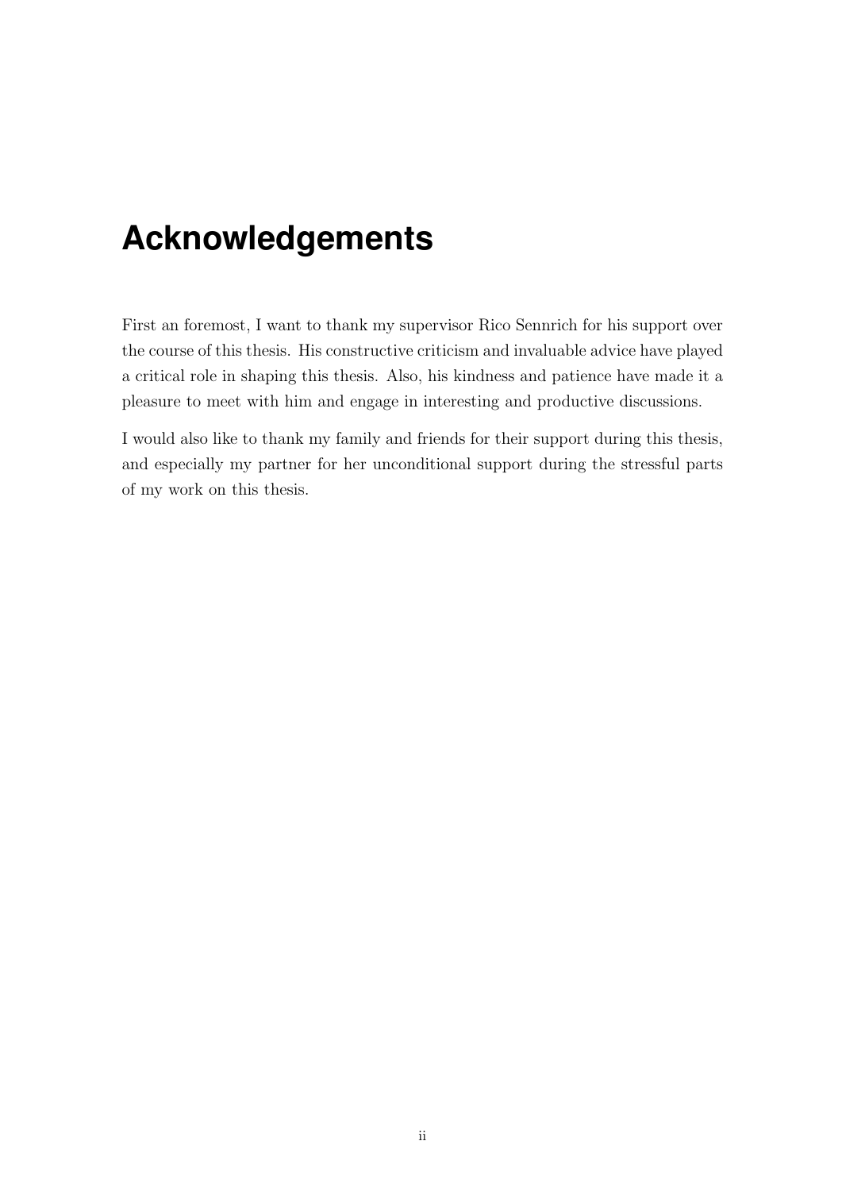# Acknowledgements

First an foremost, I want to thank my supervisor Rico Sennrich for his support over the course of this thesis. His constructive criticism and invaluable advice have played a critical role in shaping this thesis. Also, his kindness and patience have made it a pleasure to meet with him and engage in interesting and productive discussions.

I would also like to thank my family and friends for their support during this thesis, and especially my partner for her unconditional support during the stressful parts of my work on this thesis.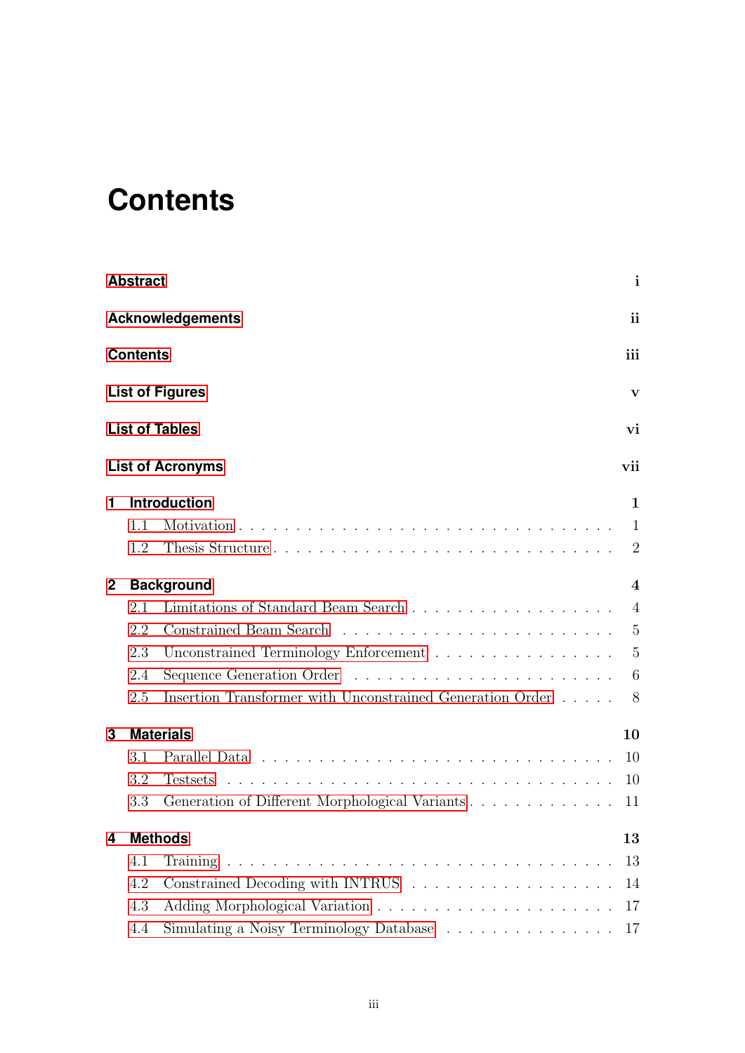# Contents

Abstract i

Acknowledgements ii

Contents iii

List of Figures v

List of Tables vi

List of Acronyms vii

**1 Introduction** 1

- 1.1 Motivation . . . . . . . . . . . . . . . . . . . . . . . . . . . . . 1
- 1.2 Thesis Structure . . . . . . . . . . . . . . . . . . . . . . . . . . 2

**2 Background** 4

- 2.1 Limitations of Standard Beam Search . . . . . . . . . . . . . . . . . 4
- 2.2 Constrained Beam Search . . . . . . . . . . . . . . . . . . . . . . 5
- 2.3 Unconstrained Terminology Enforcement . . . . . . . . . . . . . . . 5
- 2.4 Sequence Generation Order . . . . . . . . . . . . . . . . . . . . . 6
- 2.5 Insertion Transformer with Unconstrained Generation Order . . . . . 8

**3 Materials** 10

- 3.1 Parallel Data . . . . . . . . . . . . . . . . . . . . . . . . . . . 10
- 3.2 Testsets . . . . . . . . . . . . . . . . . . . . . . . . . . . . . . 10
- 3.3 Generation of Different Morphological Variants . . . . . . . . . . . 11

**4 Methods** 13

- 4.1 Training . . . . . . . . . . . . . . . . . . . . . . . . . . . . . . 13
- 4.2 Constrained Decoding with INTRUS . . . . . . . . . . . . . . . . . 14
- 4.3 Adding Morphological Variation . . . . . . . . . . . . . . . . . . . 17
- 4.4 Simulating a Noisy Terminology Database . . . . . . . . . . . . . . 17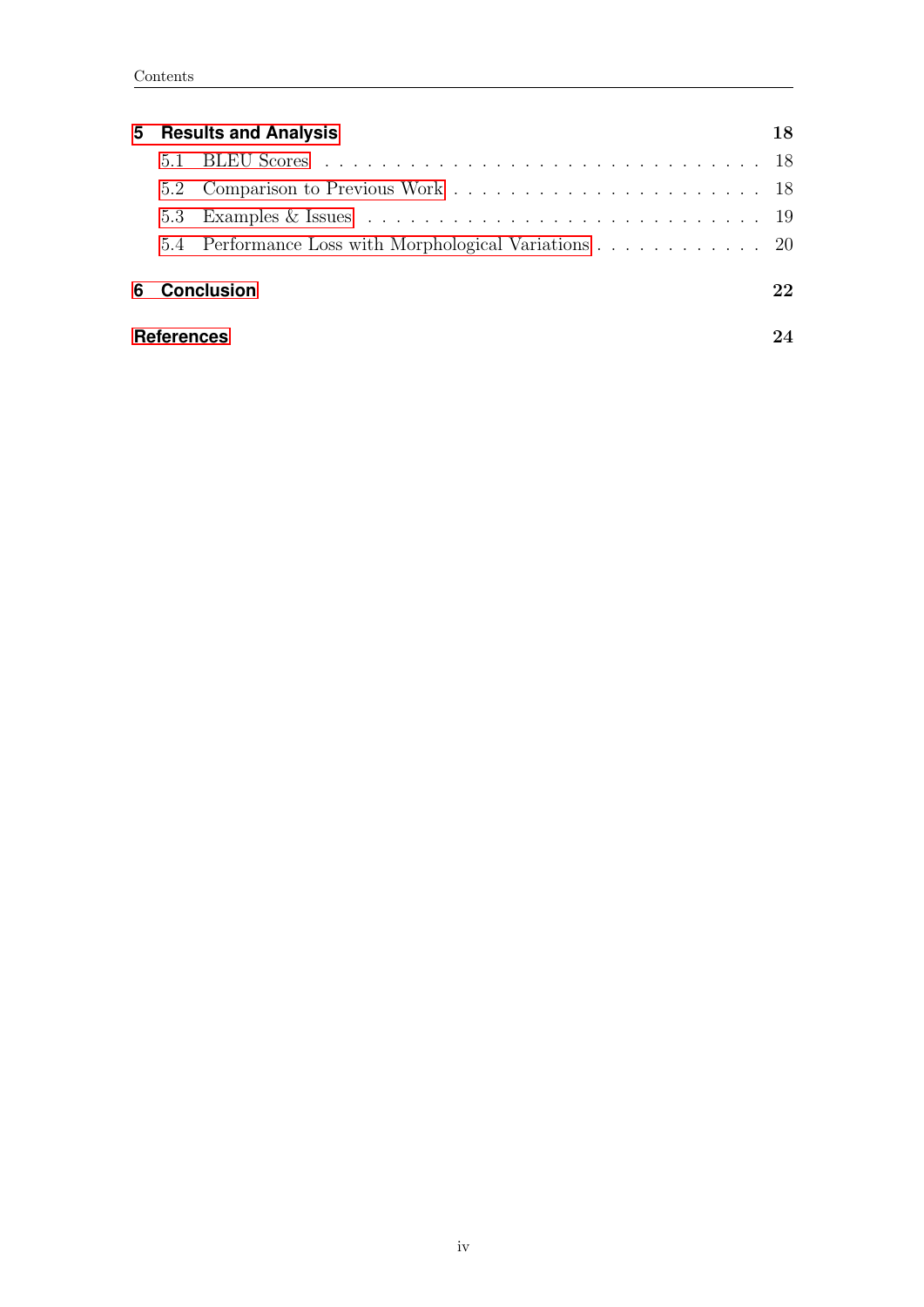**5 Results and Analysis** 18

- 5.1 BLEU Scores . . . . . . . . . . 18
- 5.2 Comparison to Previous Work . . . . . . . . . . 18
- 5.3 Examples & Issues . . . . . . . . . . 19
- 5.4 Performance Loss with Morphological Variations . . . . . . . . . . 20

**6 Conclusion** 22

**References** 24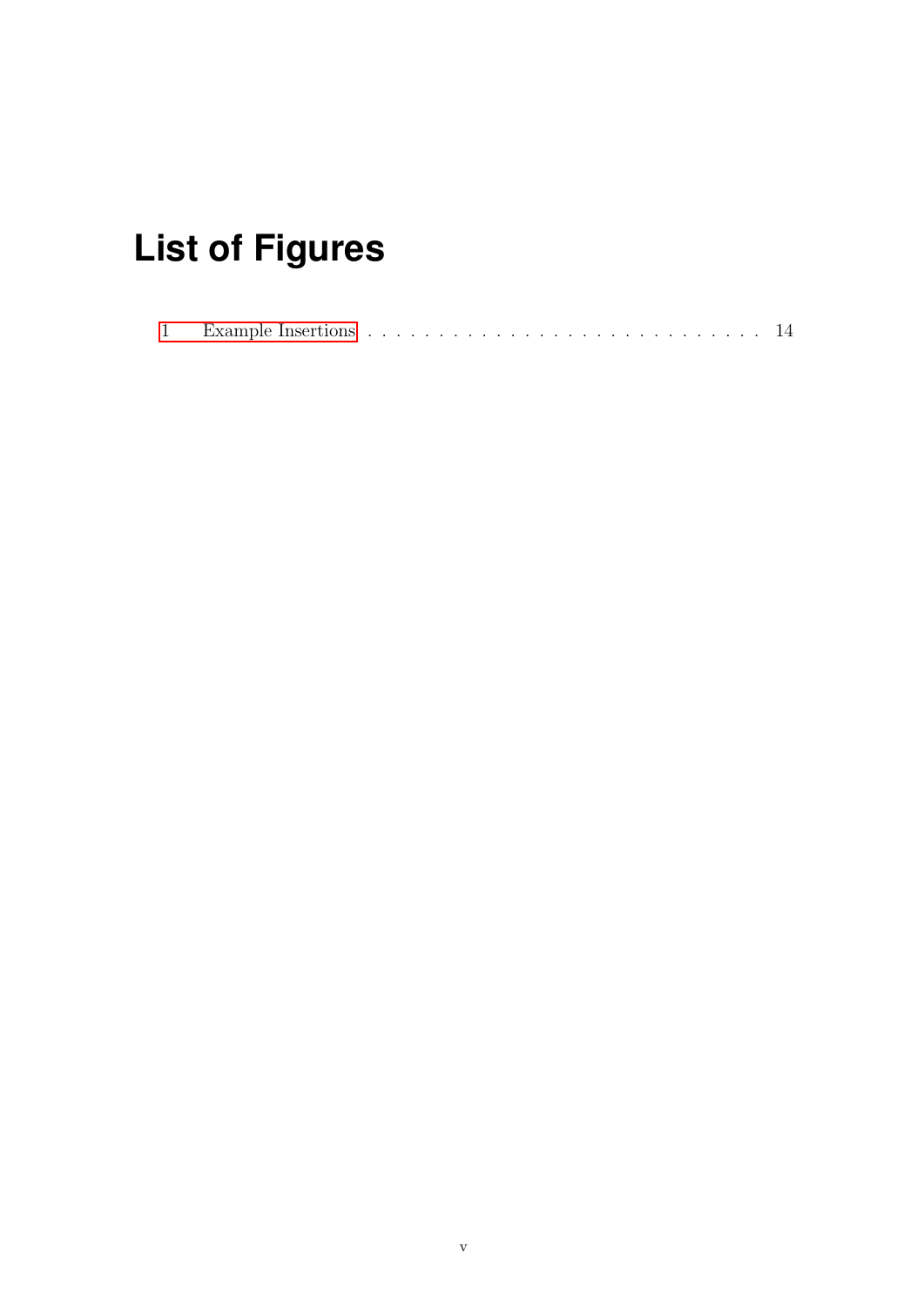# List of Figures

1 Example Insertions . . . . . . . . . . . . . . . . . . . . . . . . . . . . 14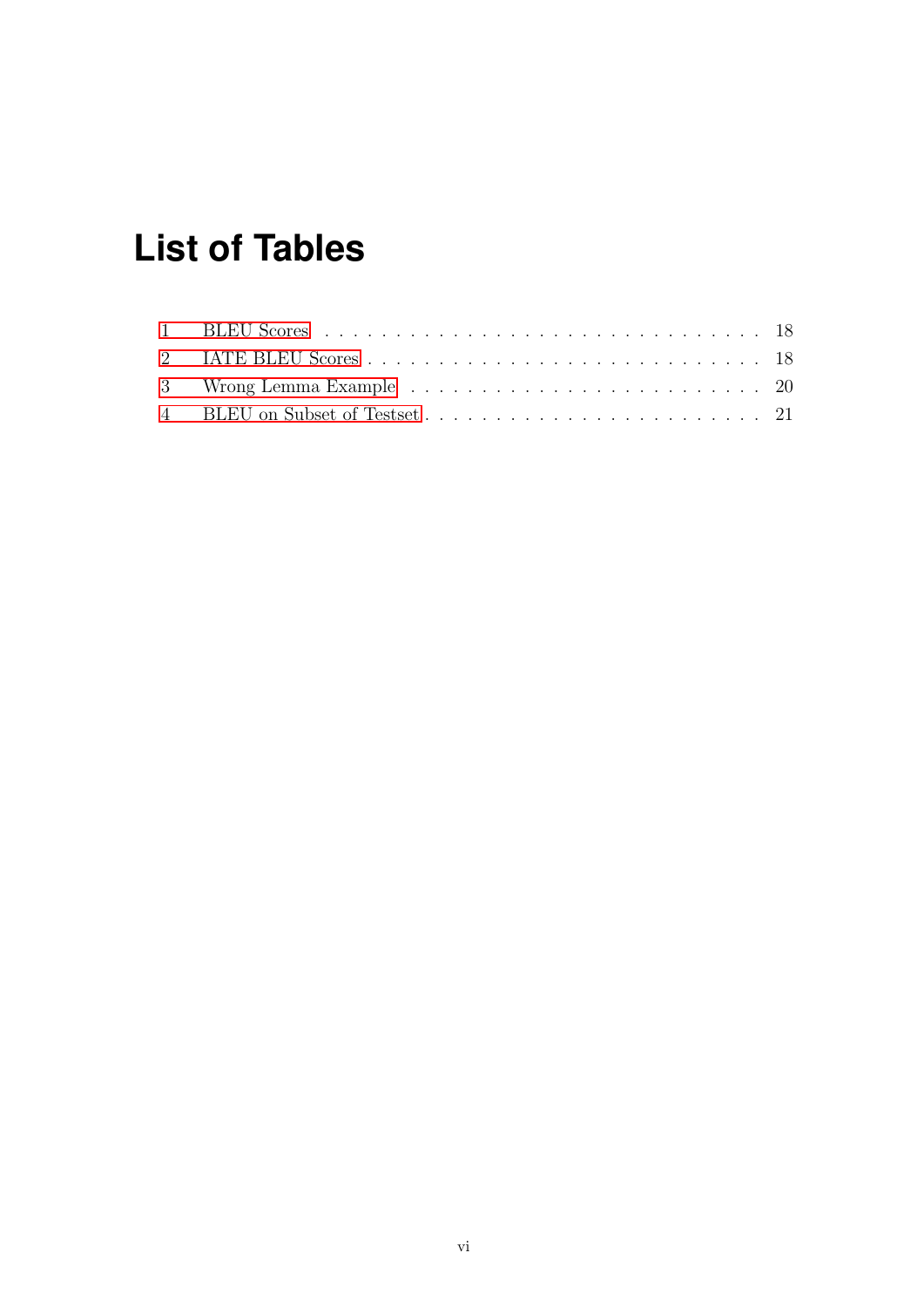# List of Tables

1 BLEU Scores . . . . . . . . . . . . . . . . . . . . . . . . . . . . . . 18
2 IATE BLEU Scores . . . . . . . . . . . . . . . . . . . . . . . . . . . 18
3 Wrong Lemma Example . . . . . . . . . . . . . . . . . . . . . . . . . 20
4 BLEU on Subset of Testset . . . . . . . . . . . . . . . . . . . . . . . 21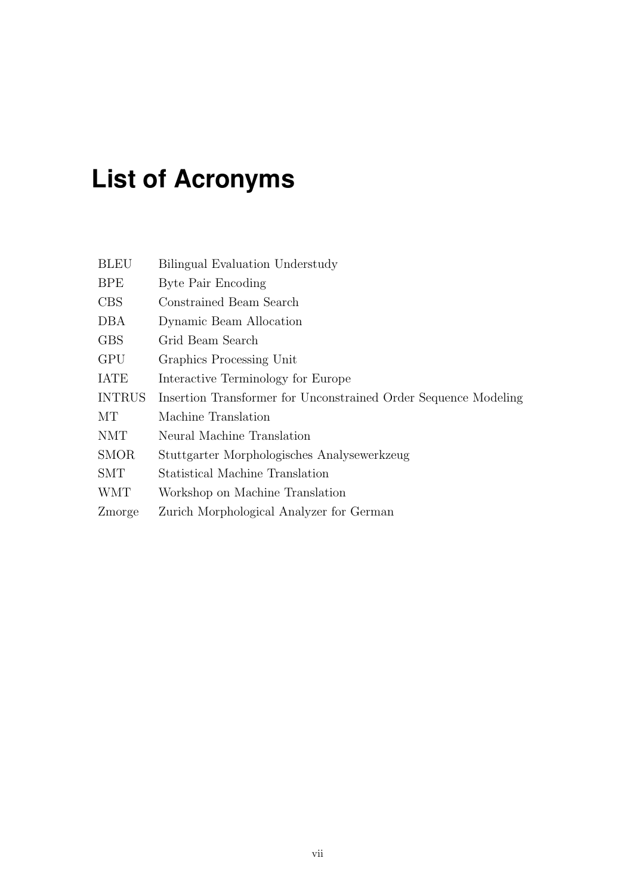# List of Acronyms

| | |
|---|---|
| BLEU | Bilingual Evaluation Understudy |
| BPE | Byte Pair Encoding |
| CBS | Constrained Beam Search |
| DBA | Dynamic Beam Allocation |
| GBS | Grid Beam Search |
| GPU | Graphics Processing Unit |
| IATE | Interactive Terminology for Europe |
| INTRUS | Insertion Transformer for Unconstrained Order Sequence Modeling |
| MT | Machine Translation |
| NMT | Neural Machine Translation |
| SMOR | Stuttgarter Morphologisches Analysewerkzeug |
| SMT | Statistical Machine Translation |
| WMT | Workshop on Machine Translation |
| Zmorge | Zurich Morphological Analyzer for German |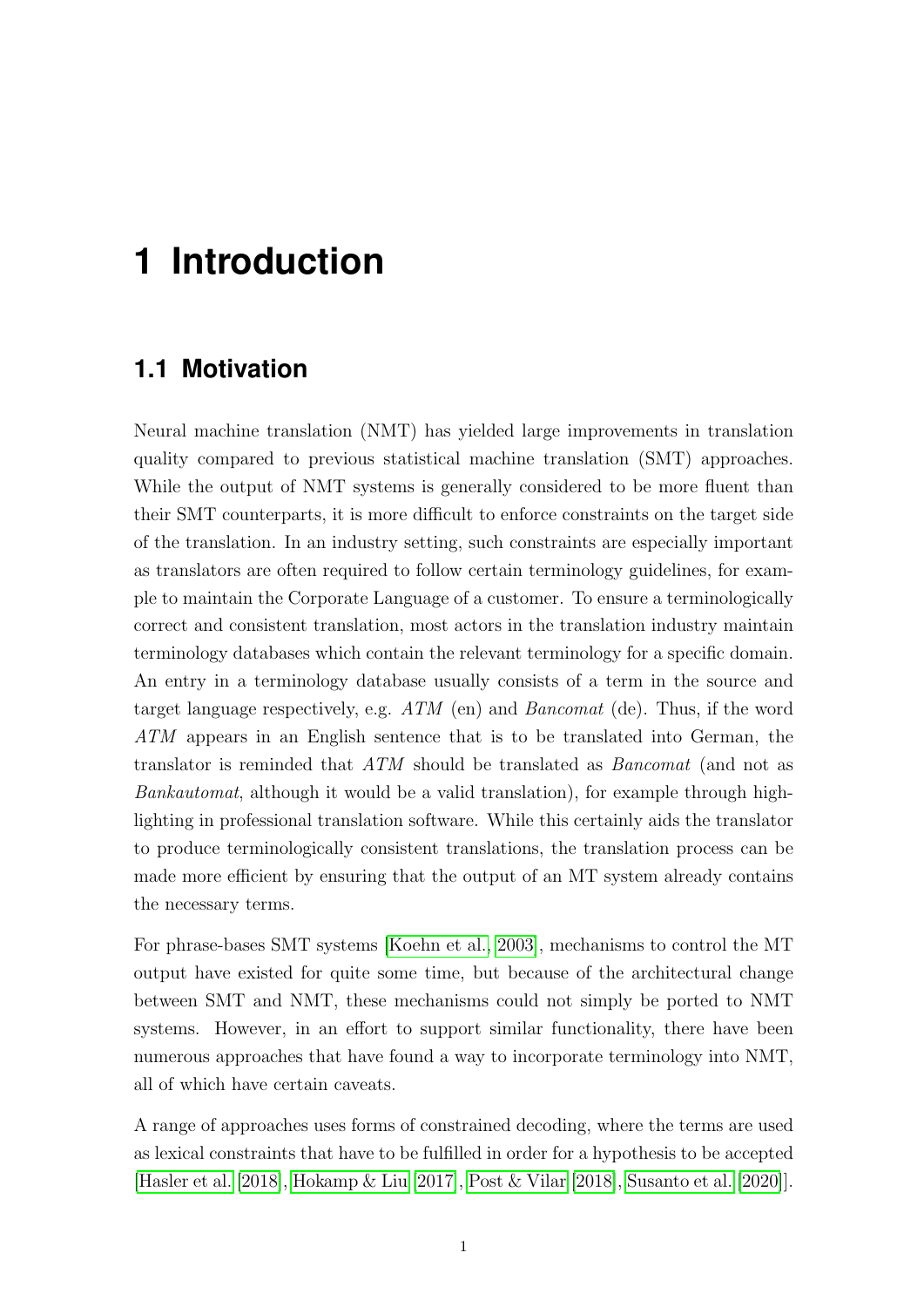# 1 Introduction

## 1.1 Motivation

Neural machine translation (NMT) has yielded large improvements in translation quality compared to previous statistical machine translation (SMT) approaches. While the output of NMT systems is generally considered to be more fluent than their SMT counterparts, it is more difficult to enforce constraints on the target side of the translation. In an industry setting, such constraints are especially important as translators are often required to follow certain terminology guidelines, for example to maintain the Corporate Language of a customer. To ensure a terminologically correct and consistent translation, most actors in the translation industry maintain terminology databases which contain the relevant terminology for a specific domain. An entry in a terminology database usually consists of a term in the source and target language respectively, e.g. *ATM* (en) and *Bancomat* (de). Thus, if the word *ATM* appears in an English sentence that is to be translated into German, the translator is reminded that *ATM* should be translated as *Bancomat* (and not as *Bankautomat*, although it would be a valid translation), for example through highlighting in professional translation software. While this certainly aids the translator to produce terminologically consistent translations, the translation process can be made more efficient by ensuring that the output of an MT system already contains the necessary terms.

For phrase-bases SMT systems [Koehn et al., 2003], mechanisms to control the MT output have existed for quite some time, but because of the architectural change between SMT and NMT, these mechanisms could not simply be ported to NMT systems. However, in an effort to support similar functionality, there have been numerous approaches that have found a way to incorporate terminology into NMT, all of which have certain caveats.

A range of approaches uses forms of constrained decoding, where the terms are used as lexical constraints that have to be fulfilled in order for a hypothesis to be accepted [Hasler et al. [2018], Hokamp & Liu [2017], Post & Vilar [2018], Susanto et al. [2020]].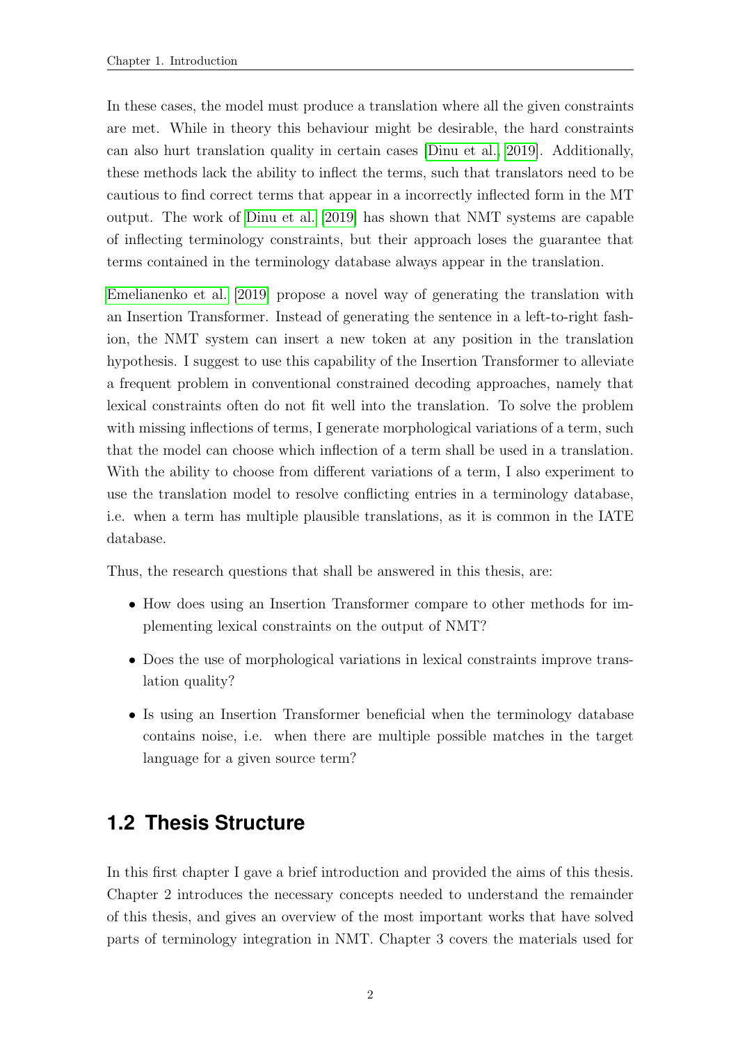In these cases, the model must produce a translation where all the given constraints are met. While in theory this behaviour might be desirable, the hard constraints can also hurt translation quality in certain cases [Dinu et al., 2019]. Additionally, these methods lack the ability to inflect the terms, such that translators need to be cautious to find correct terms that appear in a incorrectly inflected form in the MT output. The work of Dinu et al. [2019] has shown that NMT systems are capable of inflecting terminology constraints, but their approach loses the guarantee that terms contained in the terminology database always appear in the translation.

Emelianenko et al. [2019] propose a novel way of generating the translation with an Insertion Transformer. Instead of generating the sentence in a left-to-right fashion, the NMT system can insert a new token at any position in the translation hypothesis. I suggest to use this capability of the Insertion Transformer to alleviate a frequent problem in conventional constrained decoding approaches, namely that lexical constraints often do not fit well into the translation. To solve the problem with missing inflections of terms, I generate morphological variations of a term, such that the model can choose which inflection of a term shall be used in a translation. With the ability to choose from different variations of a term, I also experiment to use the translation model to resolve conflicting entries in a terminology database, i.e. when a term has multiple plausible translations, as it is common in the IATE database.

Thus, the research questions that shall be answered in this thesis, are:

- How does using an Insertion Transformer compare to other methods for implementing lexical constraints on the output of NMT?
- Does the use of morphological variations in lexical constraints improve translation quality?
- Is using an Insertion Transformer beneficial when the terminology database contains noise, i.e. when there are multiple possible matches in the target language for a given source term?

## 1.2 Thesis Structure

In this first chapter I gave a brief introduction and provided the aims of this thesis. Chapter 2 introduces the necessary concepts needed to understand the remainder of this thesis, and gives an overview of the most important works that have solved parts of terminology integration in NMT. Chapter 3 covers the materials used for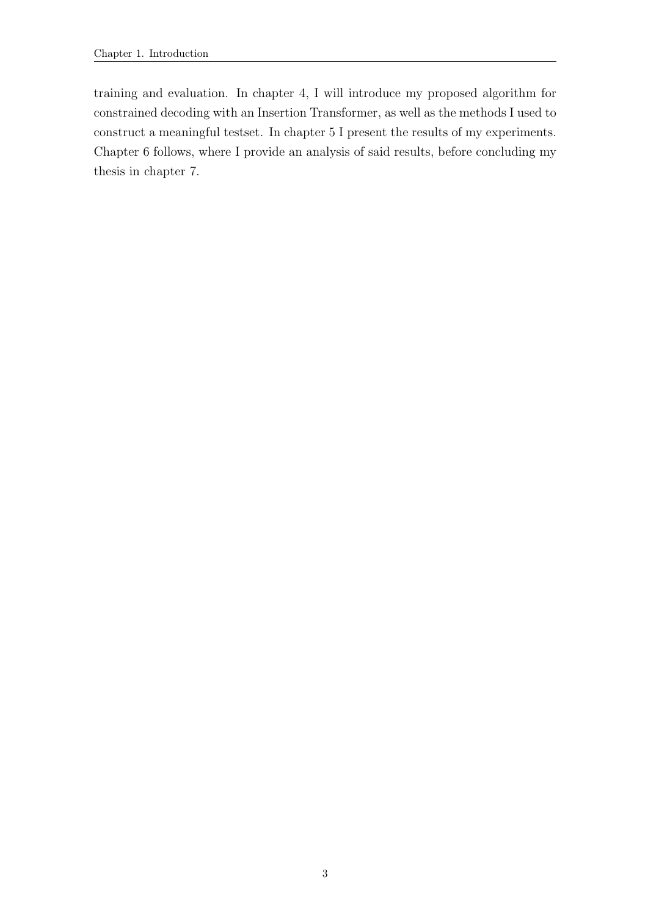training and evaluation. In chapter 4, I will introduce my proposed algorithm for constrained decoding with an Insertion Transformer, as well as the methods I used to construct a meaningful testset. In chapter 5 I present the results of my experiments. Chapter 6 follows, where I provide an analysis of said results, before concluding my thesis in chapter 7.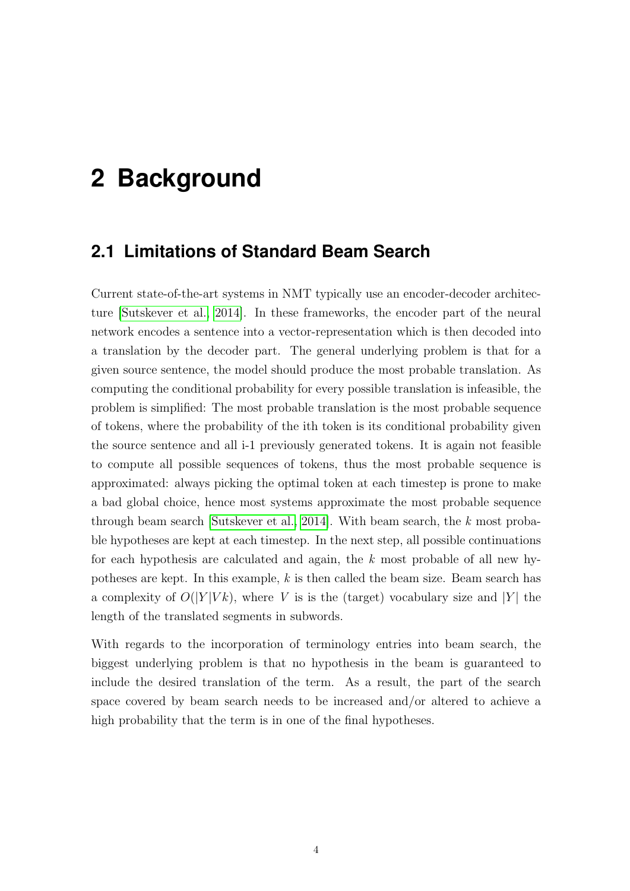# 2 Background

## 2.1 Limitations of Standard Beam Search

Current state-of-the-art systems in NMT typically use an encoder-decoder architecture [Sutskever et al., 2014]. In these frameworks, the encoder part of the neural network encodes a sentence into a vector-representation which is then decoded into a translation by the decoder part. The general underlying problem is that for a given source sentence, the model should produce the most probable translation. As computing the conditional probability for every possible translation is infeasible, the problem is simplified: The most probable translation is the most probable sequence of tokens, where the probability of the ith token is its conditional probability given the source sentence and all i-1 previously generated tokens. It is again not feasible to compute all possible sequences of tokens, thus the most probable sequence is approximated: always picking the optimal token at each timestep is prone to make a bad global choice, hence most systems approximate the most probable sequence through beam search [Sutskever et al., 2014]. With beam search, the $k$ most probable hypotheses are kept at each timestep. In the next step, all possible continuations for each hypothesis are calculated and again, the $k$ most probable of all new hypotheses are kept. In this example, $k$ is then called the beam size. Beam search has a complexity of $O(|Y|Vk)$, where $V$ is is the (target) vocabulary size and $|Y|$ the length of the translated segments in subwords.

With regards to the incorporation of terminology entries into beam search, the biggest underlying problem is that no hypothesis in the beam is guaranteed to include the desired translation of the term. As a result, the part of the search space covered by beam search needs to be increased and/or altered to achieve a high probability that the term is in one of the final hypotheses.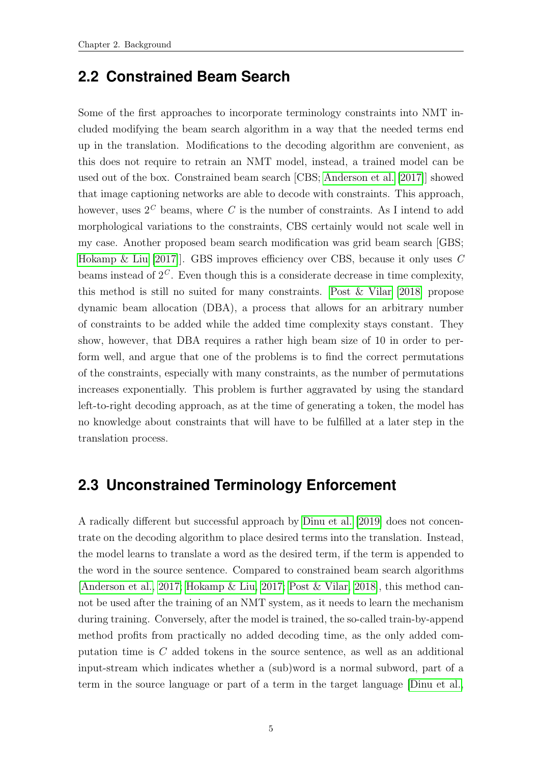## 2.2 Constrained Beam Search

Some of the first approaches to incorporate terminology constraints into NMT included modifying the beam search algorithm in a way that the needed terms end up in the translation. Modifications to the decoding algorithm are convenient, as this does not require to retrain an NMT model, instead, a trained model can be used out of the box. Constrained beam search [CBS; Anderson et al. [2017]] showed that image captioning networks are able to decode with constraints. This approach, however, uses $2^C$ beams, where $C$ is the number of constraints. As I intend to add morphological variations to the constraints, CBS certainly would not scale well in my case. Another proposed beam search modification was grid beam search [GBS; Hokamp & Liu [2017]]. GBS improves efficiency over CBS, because it only uses $C$ beams instead of $2^C$. Even though this is a considerate decrease in time complexity, this method is still no suited for many constraints. Post & Vilar [2018] propose dynamic beam allocation (DBA), a process that allows for an arbitrary number of constraints to be added while the added time complexity stays constant. They show, however, that DBA requires a rather high beam size of 10 in order to perform well, and argue that one of the problems is to find the correct permutations of the constraints, especially with many constraints, as the number of permutations increases exponentially. This problem is further aggravated by using the standard left-to-right decoding approach, as at the time of generating a token, the model has no knowledge about constraints that will have to be fulfilled at a later step in the translation process.

## 2.3 Unconstrained Terminology Enforcement

A radically different but successful approach by Dinu et al. [2019] does not concentrate on the decoding algorithm to place desired terms into the translation. Instead, the model learns to translate a word as the desired term, if the term is appended to the word in the source sentence. Compared to constrained beam search algorithms [Anderson et al., 2017; Hokamp & Liu, 2017; Post & Vilar, 2018], this method cannot be used after the training of an NMT system, as it needs to learn the mechanism during training. Conversely, after the model is trained, the so-called train-by-append method profits from practically no added decoding time, as the only added computation time is $C$ added tokens in the source sentence, as well as an additional input-stream which indicates whether a (sub)word is a normal subword, part of a term in the source language or part of a term in the target language [Dinu et al.,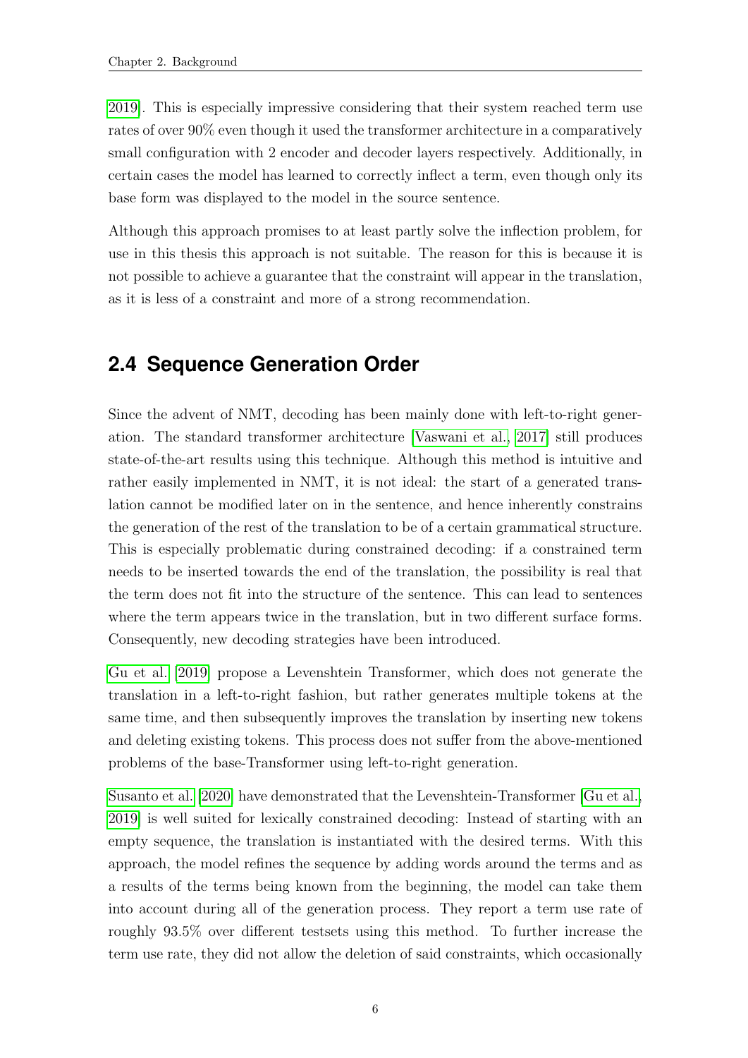2019]. This is especially impressive considering that their system reached term use rates of over 90% even though it used the transformer architecture in a comparatively small configuration with 2 encoder and decoder layers respectively. Additionally, in certain cases the model has learned to correctly inflect a term, even though only its base form was displayed to the model in the source sentence.

Although this approach promises to at least partly solve the inflection problem, for use in this thesis this approach is not suitable. The reason for this is because it is not possible to achieve a guarantee that the constraint will appear in the translation, as it is less of a constraint and more of a strong recommendation.

## 2.4 Sequence Generation Order

Since the advent of NMT, decoding has been mainly done with left-to-right generation. The standard transformer architecture [Vaswani et al., 2017] still produces state-of-the-art results using this technique. Although this method is intuitive and rather easily implemented in NMT, it is not ideal: the start of a generated translation cannot be modified later on in the sentence, and hence inherently constrains the generation of the rest of the translation to be of a certain grammatical structure. This is especially problematic during constrained decoding: if a constrained term needs to be inserted towards the end of the translation, the possibility is real that the term does not fit into the structure of the sentence. This can lead to sentences where the term appears twice in the translation, but in two different surface forms. Consequently, new decoding strategies have been introduced.

Gu et al. [2019] propose a Levenshtein Transformer, which does not generate the translation in a left-to-right fashion, but rather generates multiple tokens at the same time, and then subsequently improves the translation by inserting new tokens and deleting existing tokens. This process does not suffer from the above-mentioned problems of the base-Transformer using left-to-right generation.

Susanto et al. [2020] have demonstrated that the Levenshtein-Transformer [Gu et al., 2019] is well suited for lexically constrained decoding: Instead of starting with an empty sequence, the translation is instantiated with the desired terms. With this approach, the model refines the sequence by adding words around the terms and as a results of the terms being known from the beginning, the model can take them into account during all of the generation process. They report a term use rate of roughly 93.5% over different testsets using this method. To further increase the term use rate, they did not allow the deletion of said constraints, which occasionally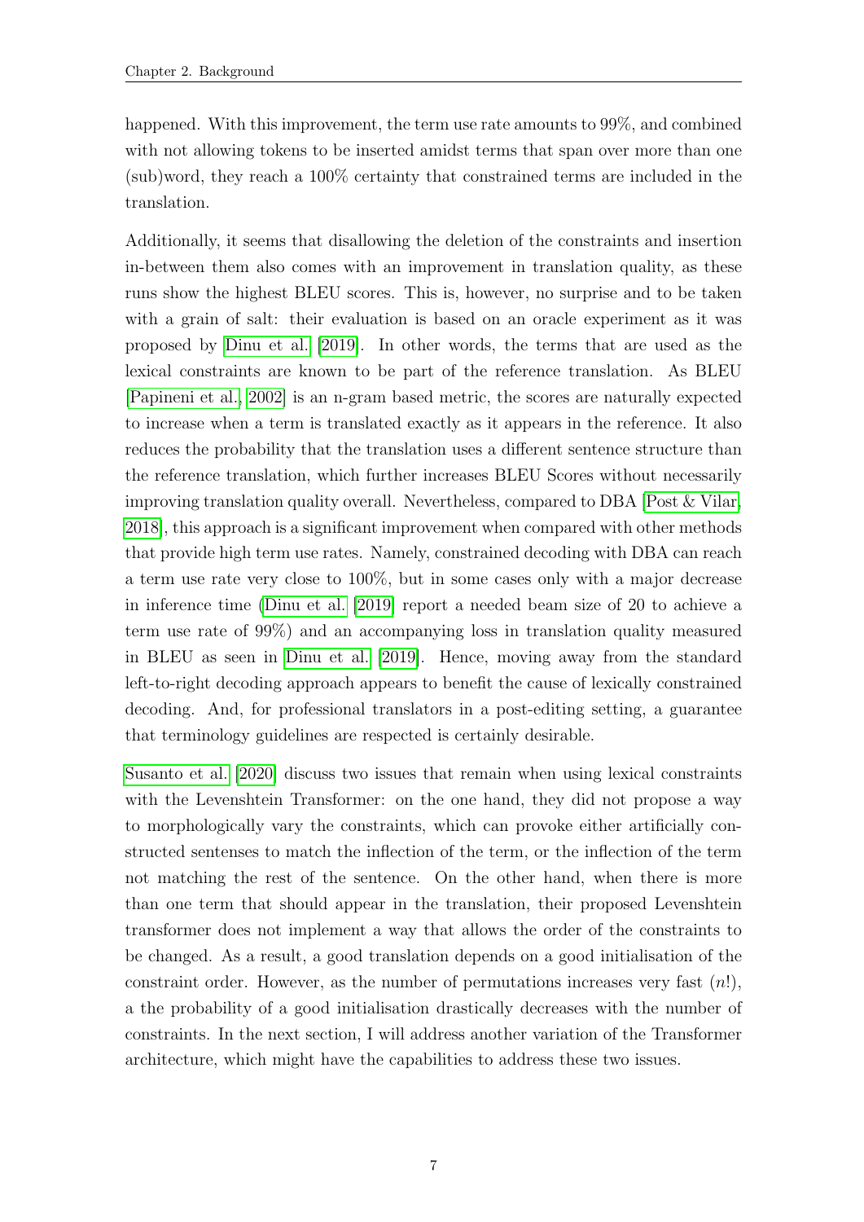happened. With this improvement, the term use rate amounts to 99%, and combined with not allowing tokens to be inserted amidst terms that span over more than one (sub)word, they reach a 100% certainty that constrained terms are included in the translation.

Additionally, it seems that disallowing the deletion of the constraints and insertion in-between them also comes with an improvement in translation quality, as these runs show the highest BLEU scores. This is, however, no surprise and to be taken with a grain of salt: their evaluation is based on an oracle experiment as it was proposed by Dinu et al. [2019]. In other words, the terms that are used as the lexical constraints are known to be part of the reference translation. As BLEU [Papineni et al., 2002] is an n-gram based metric, the scores are naturally expected to increase when a term is translated exactly as it appears in the reference. It also reduces the probability that the translation uses a different sentence structure than the reference translation, which further increases BLEU Scores without necessarily improving translation quality overall. Nevertheless, compared to DBA [Post & Vilar, 2018], this approach is a significant improvement when compared with other methods that provide high term use rates. Namely, constrained decoding with DBA can reach a term use rate very close to 100%, but in some cases only with a major decrease in inference time (Dinu et al. [2019] report a needed beam size of 20 to achieve a term use rate of 99%) and an accompanying loss in translation quality measured in BLEU as seen in Dinu et al. [2019]. Hence, moving away from the standard left-to-right decoding approach appears to benefit the cause of lexically constrained decoding. And, for professional translators in a post-editing setting, a guarantee that terminology guidelines are respected is certainly desirable.

Susanto et al. [2020] discuss two issues that remain when using lexical constraints with the Levenshtein Transformer: on the one hand, they did not propose a way to morphologically vary the constraints, which can provoke either artificially constructed sentenses to match the inflection of the term, or the inflection of the term not matching the rest of the sentence. On the other hand, when there is more than one term that should appear in the translation, their proposed Levenshtein transformer does not implement a way that allows the order of the constraints to be changed. As a result, a good translation depends on a good initialisation of the constraint order. However, as the number of permutations increases very fast ($n!$), a the probability of a good initialisation drastically decreases with the number of constraints. In the next section, I will address another variation of the Transformer architecture, which might have the capabilities to address these two issues.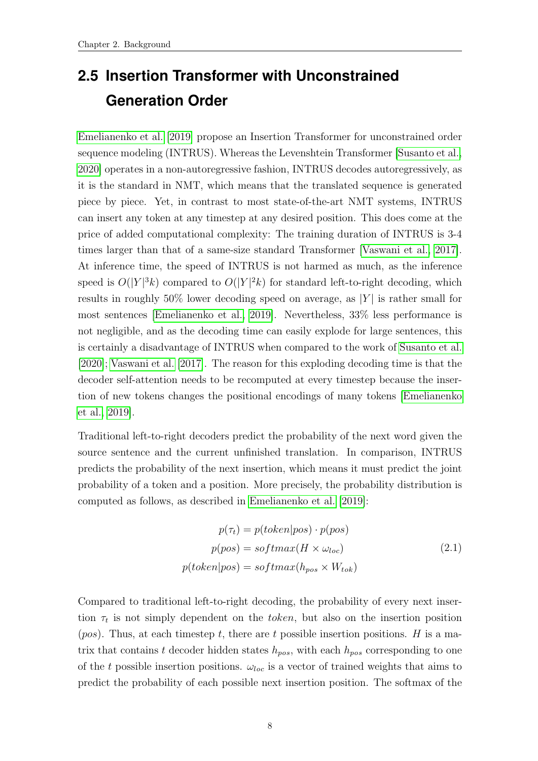## 2.5 Insertion Transformer with Unconstrained Generation Order

Emelianenko et al. [2019] propose an Insertion Transformer for unconstrained order sequence modeling (INTRUS). Whereas the Levenshtein Transformer [Susanto et al., 2020] operates in a non-autoregressive fashion, INTRUS decodes autoregressively, as it is the standard in NMT, which means that the translated sequence is generated piece by piece. Yet, in contrast to most state-of-the-art NMT systems, INTRUS can insert any token at any timestep at any desired position. This does come at the price of added computational complexity: The training duration of INTRUS is 3-4 times larger than that of a same-size standard Transformer [Vaswani et al., 2017]. At inference time, the speed of INTRUS is not harmed as much, as the inference speed is $O(|Y|^3k)$ compared to $O(|Y|^2k)$ for standard left-to-right decoding, which results in roughly 50% lower decoding speed on average, as $|Y|$ is rather small for most sentences [Emelianenko et al., 2019]. Nevertheless, 33% less performance is not negligible, and as the decoding time can easily explode for large sentences, this is certainly a disadvantage of INTRUS when compared to the work of Susanto et al. [2020]; Vaswani et al. [2017]. The reason for this exploding decoding time is that the decoder self-attention needs to be recomputed at every timestep because the insertion of new tokens changes the positional encodings of many tokens [Emelianenko et al., 2019].

Traditional left-to-right decoders predict the probability of the next word given the source sentence and the current unfinished translation. In comparison, INTRUS predicts the probability of the next insertion, which means it must predict the joint probability of a token and a position. More precisely, the probability distribution is computed as follows, as described in Emelianenko et al. [2019]:

$$
\begin{aligned}
p(\tau_t) &= p(token|pos) \cdot p(pos) \\
p(pos) &= softmax(H \times \omega_{loc}) \\
p(token|pos) &= softmax(h_{pos} \times W_{tok})
\end{aligned}
\tag{2.1}
$$

Compared to traditional left-to-right decoding, the probability of every next insertion $\tau_t$ is not simply dependent on the *token*, but also on the insertion position (*pos*). Thus, at each timestep $t$, there are $t$ possible insertion positions. $H$ is a matrix that contains $t$ decoder hidden states $h_{pos}$, with each $h_{pos}$ corresponding to one of the $t$ possible insertion positions. $\omega_{loc}$ is a vector of trained weights that aims to predict the probability of each possible next insertion position. The softmax of the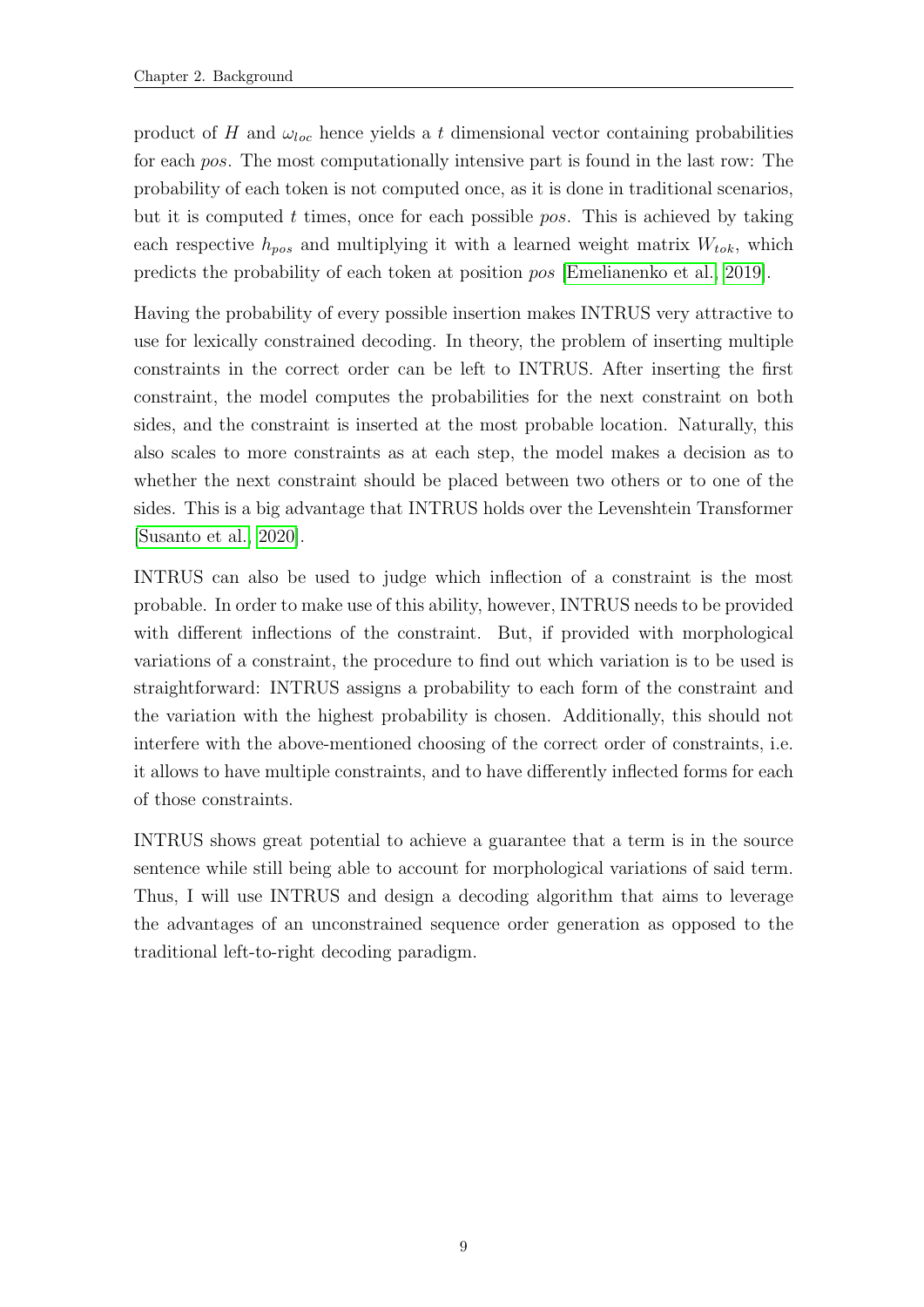product of $H$ and $\omega_{loc}$ hence yields a $t$ dimensional vector containing probabilities for each *pos*. The most computationally intensive part is found in the last row: The probability of each token is not computed once, as it is done in traditional scenarios, but it is computed $t$ times, once for each possible *pos*. This is achieved by taking each respective $h_{pos}$ and multiplying it with a learned weight matrix $W_{tok}$, which predicts the probability of each token at position *pos* [Emelianenko et al., 2019].

Having the probability of every possible insertion makes INTRUS very attractive to use for lexically constrained decoding. In theory, the problem of inserting multiple constraints in the correct order can be left to INTRUS. After inserting the first constraint, the model computes the probabilities for the next constraint on both sides, and the constraint is inserted at the most probable location. Naturally, this also scales to more constraints as at each step, the model makes a decision as to whether the next constraint should be placed between two others or to one of the sides. This is a big advantage that INTRUS holds over the Levenshtein Transformer [Susanto et al., 2020].

INTRUS can also be used to judge which inflection of a constraint is the most probable. In order to make use of this ability, however, INTRUS needs to be provided with different inflections of the constraint. But, if provided with morphological variations of a constraint, the procedure to find out which variation is to be used is straightforward: INTRUS assigns a probability to each form of the constraint and the variation with the highest probability is chosen. Additionally, this should not interfere with the above-mentioned choosing of the correct order of constraints, i.e. it allows to have multiple constraints, and to have differently inflected forms for each of those constraints.

INTRUS shows great potential to achieve a guarantee that a term is in the source sentence while still being able to account for morphological variations of said term. Thus, I will use INTRUS and design a decoding algorithm that aims to leverage the advantages of an unconstrained sequence order generation as opposed to the traditional left-to-right decoding paradigm.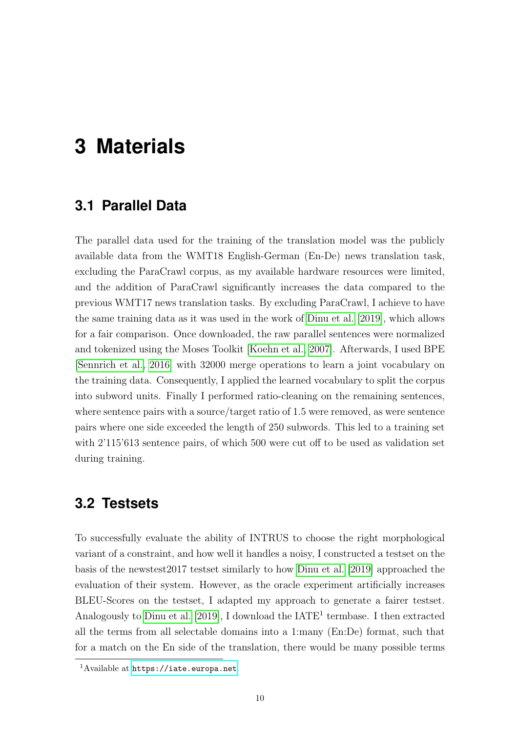# 3 Materials

## 3.1 Parallel Data

The parallel data used for the training of the translation model was the publicly available data from the WMT18 English-German (En-De) news translation task, excluding the ParaCrawl corpus, as my available hardware resources were limited, and the addition of ParaCrawl significantly increases the data compared to the previous WMT17 news translation tasks. By excluding ParaCrawl, I achieve to have the same training data as it was used in the work of Dinu et al. [2019], which allows for a fair comparison. Once downloaded, the raw parallel sentences were normalized and tokenized using the Moses Toolkit [Koehn et al., 2007]. Afterwards, I used BPE [Sennrich et al., 2016] with 32000 merge operations to learn a joint vocabulary on the training data. Consequently, I applied the learned vocabulary to split the corpus into subword units. Finally I performed ratio-cleaning on the remaining sentences, where sentence pairs with a source/target ratio of 1.5 were removed, as were sentence pairs where one side exceeded the length of 250 subwords. This led to a training set with 2'115'613 sentence pairs, of which 500 were cut off to be used as validation set during training.

## 3.2 Testsets

To successfully evaluate the ability of INTRUS to choose the right morphological variant of a constraint, and how well it handles a noisy, I constructed a testset on the basis of the newstest2017 testset similarly to how Dinu et al. [2019] approached the evaluation of their system. However, as the oracle experiment artificially increases BLEU-Scores on the testset, I adapted my approach to generate a fairer testset. Analogously to Dinu et al. [2019], I download the IATE[1] termbase. I then extracted all the terms from all selectable domains into a 1:many (En:De) format, such that for a match on the En side of the translation, there would be many possible terms

[1] Available at https://iate.europa.net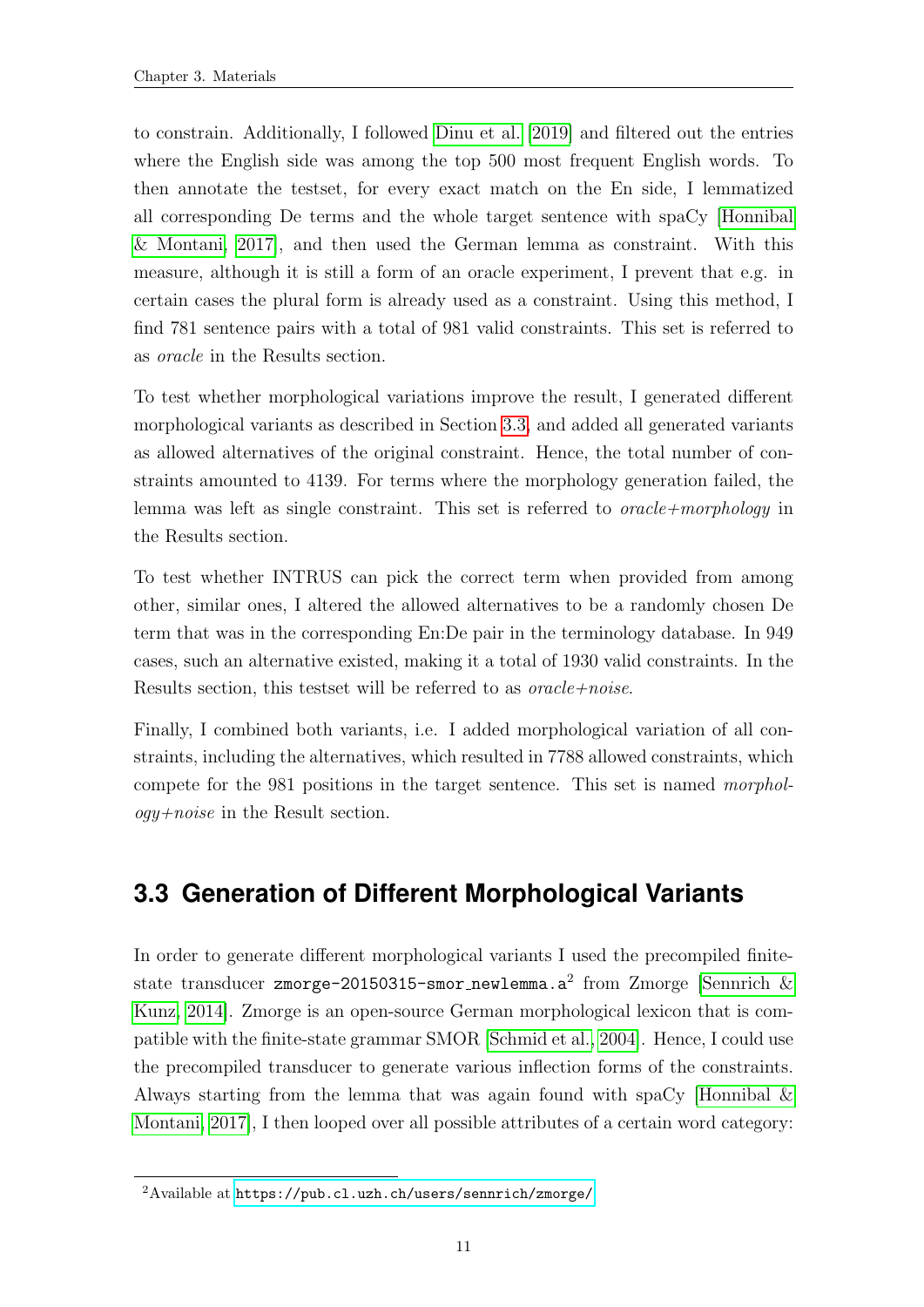to constrain. Additionally, I followed Dinu et al. [2019] and filtered out the entries where the English side was among the top 500 most frequent English words. To then annotate the testset, for every exact match on the En side, I lemmatized all corresponding De terms and the whole target sentence with spaCy [Honnibal & Montani, 2017], and then used the German lemma as constraint. With this measure, although it is still a form of an oracle experiment, I prevent that e.g. in certain cases the plural form is already used as a constraint. Using this method, I find 781 sentence pairs with a total of 981 valid constraints. This set is referred to as *oracle* in the Results section.

To test whether morphological variations improve the result, I generated different morphological variants as described in Section 3.3, and added all generated variants as allowed alternatives of the original constraint. Hence, the total number of constraints amounted to 4139. For terms where the morphology generation failed, the lemma was left as single constraint. This set is referred to *oracle+morphology* in the Results section.

To test whether INTRUS can pick the correct term when provided from among other, similar ones, I altered the allowed alternatives to be a randomly chosen De term that was in the corresponding En:De pair in the terminology database. In 949 cases, such an alternative existed, making it a total of 1930 valid constraints. In the Results section, this testset will be referred to as *oracle+noise*.

Finally, I combined both variants, i.e. I added morphological variation of all constraints, including the alternatives, which resulted in 7788 allowed constraints, which compete for the 981 positions in the target sentence. This set is named *morphology+noise* in the Result section.

## 3.3 Generation of Different Morphological Variants

In order to generate different morphological variants I used the precompiled finite-state transducer `zmorge-20150315-smor_newlemma.a`[2] from Zmorge [Sennrich & Kunz, 2014]. Zmorge is an open-source German morphological lexicon that is compatible with the finite-state grammar SMOR [Schmid et al., 2004]. Hence, I could use the precompiled transducer to generate various inflection forms of the constraints. Always starting from the lemma that was again found with spaCy [Honnibal & Montani, 2017], I then looped over all possible attributes of a certain word category:

[2] Available at https://pub.cl.uzh.ch/users/sennrich/zmorge/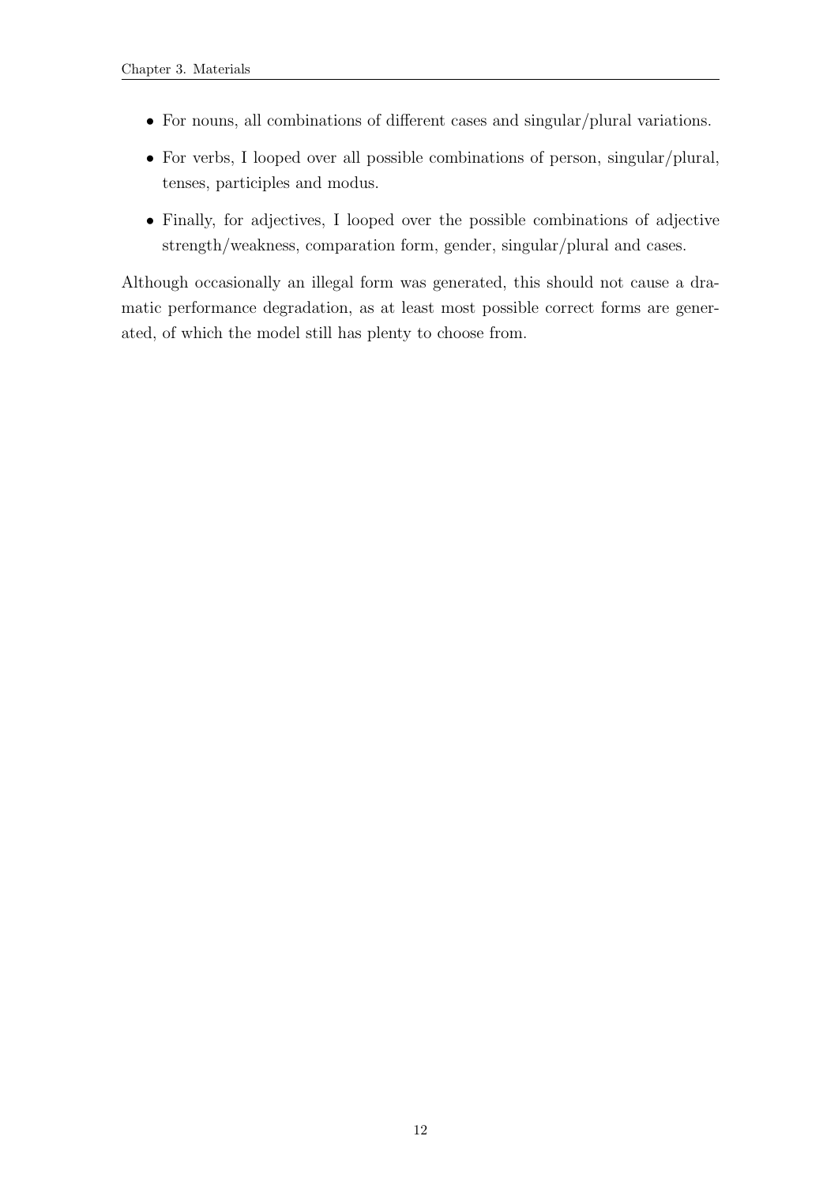- For nouns, all combinations of different cases and singular/plural variations.
- For verbs, I looped over all possible combinations of person, singular/plural, tenses, participles and modus.
- Finally, for adjectives, I looped over the possible combinations of adjective strength/weakness, comparation form, gender, singular/plural and cases.

Although occasionally an illegal form was generated, this should not cause a dramatic performance degradation, as at least most possible correct forms are generated, of which the model still has plenty to choose from.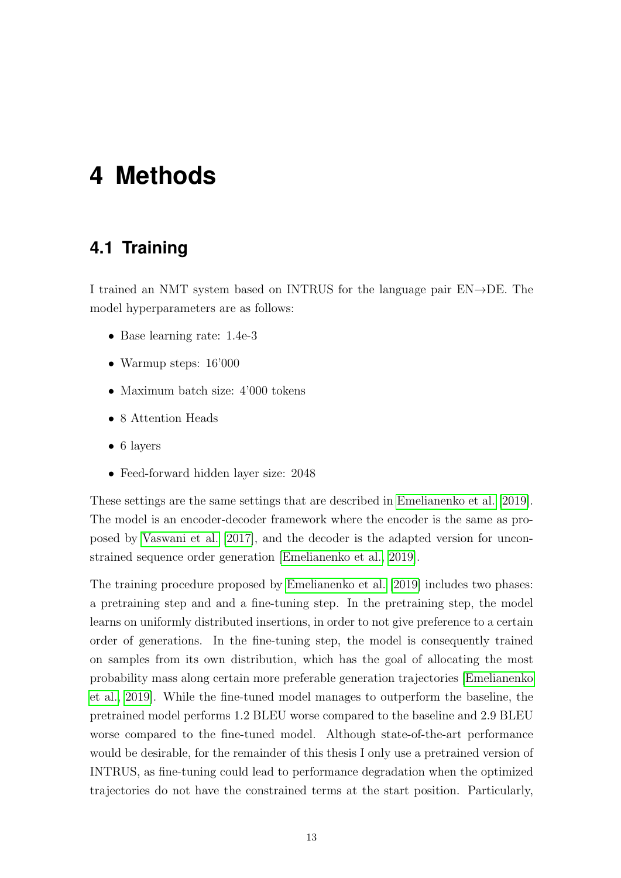# 4 Methods

## 4.1 Training

I trained an NMT system based on INTRUS for the language pair EN→DE. The model hyperparameters are as follows:

- Base learning rate: 1.4e-3
- Warmup steps: 16'000
- Maximum batch size: 4'000 tokens
- 8 Attention Heads
- 6 layers
- Feed-forward hidden layer size: 2048

These settings are the same settings that are described in Emelianenko et al. [2019]. The model is an encoder-decoder framework where the encoder is the same as proposed by Vaswani et al. [2017], and the decoder is the adapted version for unconstrained sequence order generation [Emelianenko et al., 2019].

The training procedure proposed by Emelianenko et al. [2019] includes two phases: a pretraining step and and a fine-tuning step. In the pretraining step, the model learns on uniformly distributed insertions, in order to not give preference to a certain order of generations. In the fine-tuning step, the model is consequently trained on samples from its own distribution, which has the goal of allocating the most probability mass along certain more preferable generation trajectories [Emelianenko et al., 2019]. While the fine-tuned model manages to outperform the baseline, the pretrained model performs 1.2 BLEU worse compared to the baseline and 2.9 BLEU worse compared to the fine-tuned model. Although state-of-the-art performance would be desirable, for the remainder of this thesis I only use a pretrained version of INTRUS, as fine-tuning could lead to performance degradation when the optimized trajectories do not have the constrained terms at the start position. Particularly,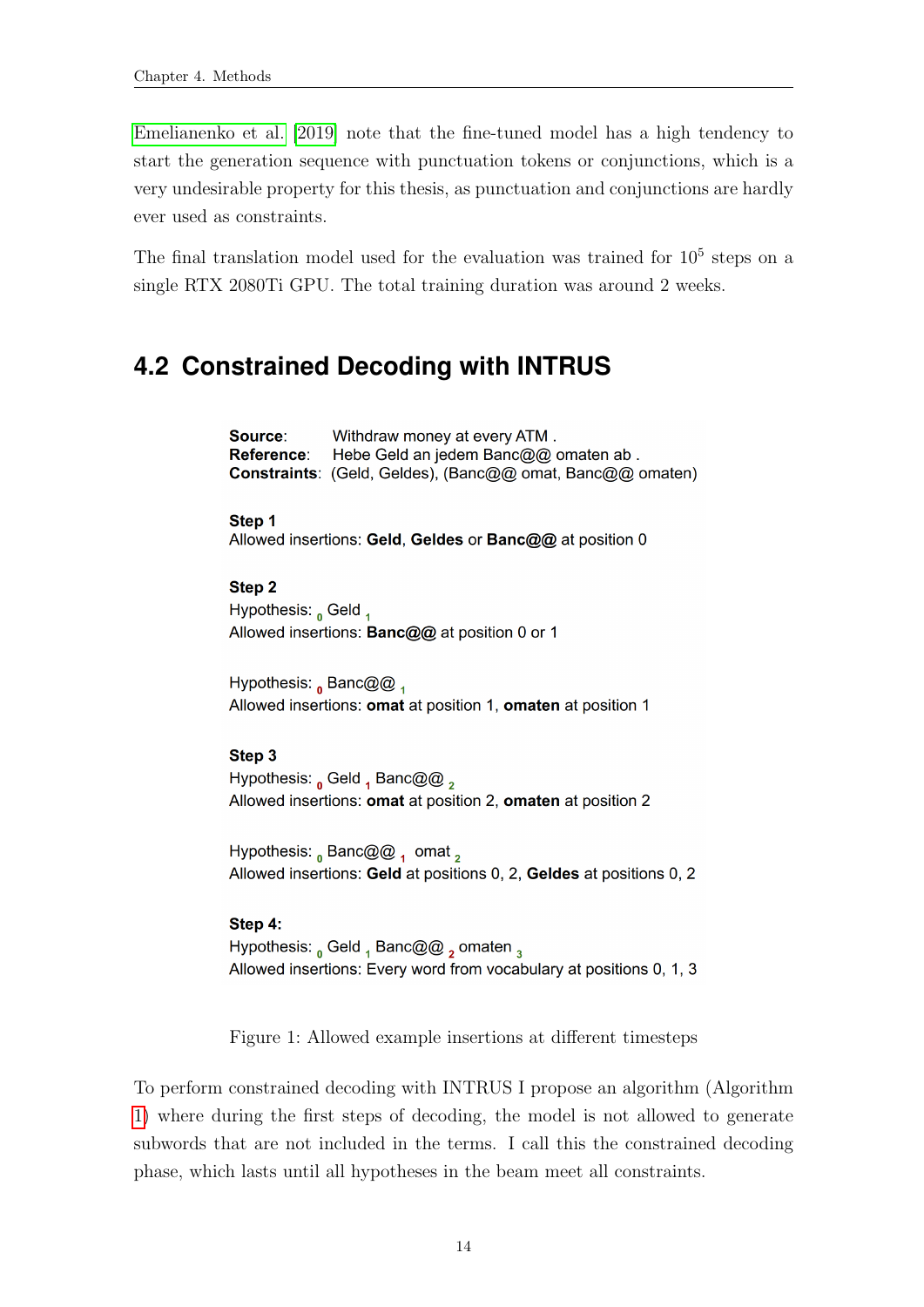Emelianenko et al. [2019] note that the fine-tuned model has a high tendency to start the generation sequence with punctuation tokens or conjunctions, which is a very undesirable property for this thesis, as punctuation and conjunctions are hardly ever used as constraints.

The final translation model used for the evaluation was trained for $10^5$ steps on a single RTX 2080Ti GPU. The total training duration was around 2 weeks.

## 4.2 Constrained Decoding with INTRUS

**Source**: Withdraw money at every ATM .
**Reference**: Hebe Geld an jedem Banc@@ omaten ab .
**Constraints**: (Geld, Geldes), (Banc@@ omat, Banc@@ omaten)

**Step 1**
Allowed insertions: **Geld**, **Geldes** or **Banc@@** at position 0

**Step 2**
Hypothesis: $_0$ Geld $_1$
Allowed insertions: **Banc@@** at position 0 or 1

Hypothesis: $_0$ Banc@@ $_1$
Allowed insertions: **omat** at position 1, **omaten** at position 1

**Step 3**
Hypothesis: $_0$ Geld $_1$ Banc@@ $_2$
Allowed insertions: **omat** at position 2, **omaten** at position 2

Hypothesis: $_0$ Banc@@ $_1$ omat $_2$
Allowed insertions: **Geld** at positions 0, 2, **Geldes** at positions 0, 2

**Step 4:**
Hypothesis: $_0$ Geld $_1$ Banc@@ $_2$ omaten $_3$
Allowed insertions: Every word from vocabulary at positions 0, 1, 3

Figure 1: Allowed example insertions at different timesteps

To perform constrained decoding with INTRUS I propose an algorithm (Algorithm 1) where during the first steps of decoding, the model is not allowed to generate subwords that are not included in the terms. I call this the constrained decoding phase, which lasts until all hypotheses in the beam meet all constraints.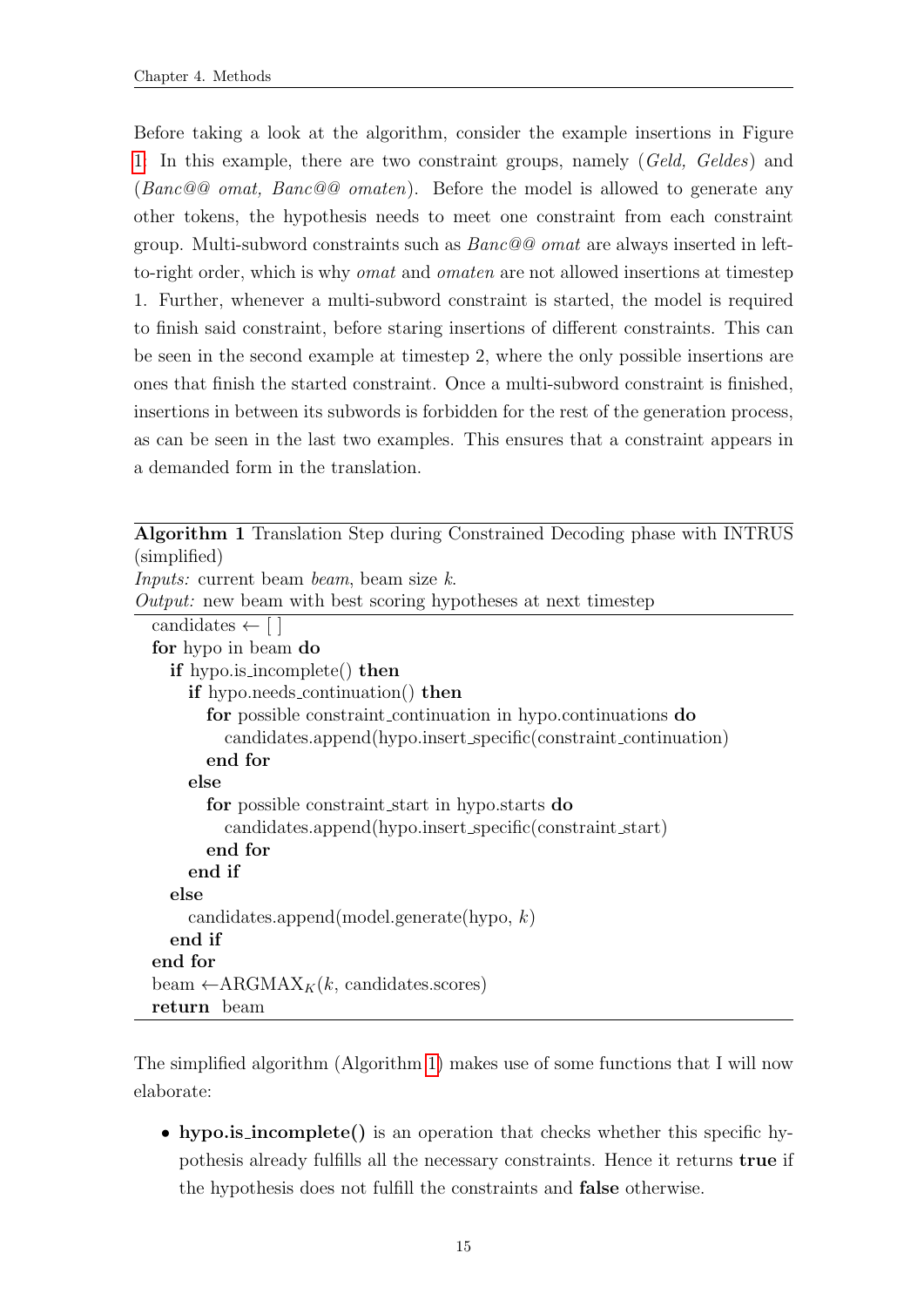Before taking a look at the algorithm, consider the example insertions in Figure 1. In this example, there are two constraint groups, namely (*Geld, Geldes*) and (*Banc@@ omat, Banc@@ omaten*). Before the model is allowed to generate any other tokens, the hypothesis needs to meet one constraint from each constraint group. Multi-subword constraints such as *Banc@@ omat* are always inserted in left-to-right order, which is why *omat* and *omaten* are not allowed insertions at timestep 1. Further, whenever a multi-subword constraint is started, the model is required to finish said constraint, before staring insertions of different constraints. This can be seen in the second example at timestep 2, where the only possible insertions are ones that finish the started constraint. Once a multi-subword constraint is finished, insertions in between its subwords is forbidden for the rest of the generation process, as can be seen in the last two examples. This ensures that a constraint appears in a demanded form in the translation.

**Algorithm 1** Translation Step during Constrained Decoding phase with INTRUS (simplified)

*Inputs:* current beam *beam*, beam size *k*.
*Output:* new beam with best scoring hypotheses at next timestep

```
candidates ← [ ]
for hypo in beam do
    if hypo.is_incomplete() then
        if hypo.needs_continuation() then
            for possible constraint_continuation in hypo.continuations do
                candidates.append(hypo.insert_specific(constraint_continuation)
            end for
        else
            for possible constraint_start in hypo.starts do
                candidates.append(hypo.insert_specific(constraint_start)
            end for
        end if
    else
        candidates.append(model.generate(hypo, k)
    end if
end for
beam ←ARGMAX_K(k, candidates.scores)
return beam
```

The simplified algorithm (Algorithm 1) makes use of some functions that I will now elaborate:

- **hypo.is_incomplete()** is an operation that checks whether this specific hypothesis already fulfills all the necessary constraints. Hence it returns **true** if the hypothesis does not fulfill the constraints and **false** otherwise.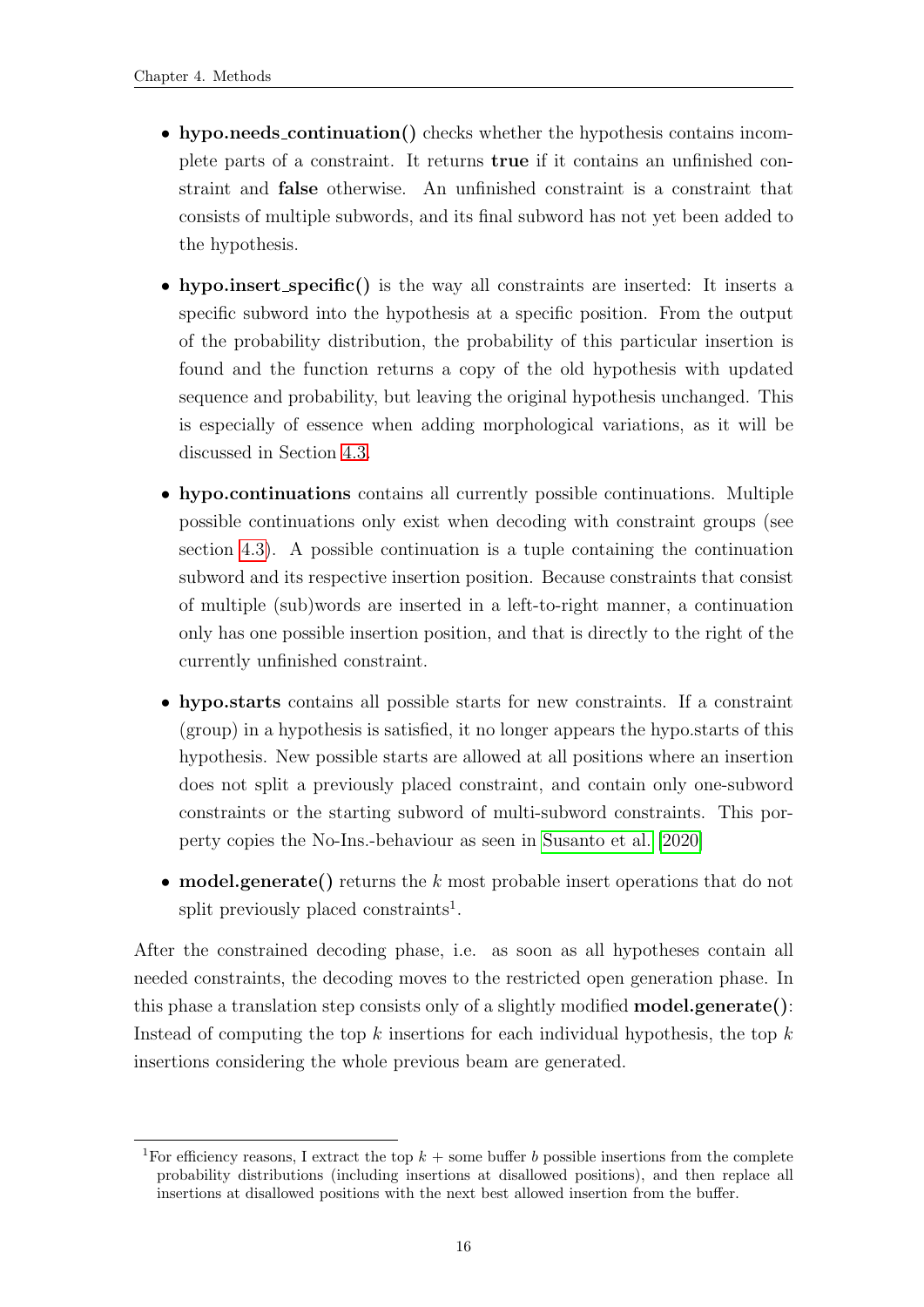- **hypo.needs_continuation()** checks whether the hypothesis contains incomplete parts of a constraint. It returns **true** if it contains an unfinished constraint and **false** otherwise. An unfinished constraint is a constraint that consists of multiple subwords, and its final subword has not yet been added to the hypothesis.

- **hypo.insert_specific()** is the way all constraints are inserted: It inserts a specific subword into the hypothesis at a specific position. From the output of the probability distribution, the probability of this particular insertion is found and the function returns a copy of the old hypothesis with updated sequence and probability, but leaving the original hypothesis unchanged. This is especially of essence when adding morphological variations, as it will be discussed in Section 4.3.

- **hypo.continuations** contains all currently possible continuations. Multiple possible continuations only exist when decoding with constraint groups (see section 4.3). A possible continuation is a tuple containing the continuation subword and its respective insertion position. Because constraints that consist of multiple (sub)words are inserted in a left-to-right manner, a continuation only has one possible insertion position, and that is directly to the right of the currently unfinished constraint.

- **hypo.starts** contains all possible starts for new constraints. If a constraint (group) in a hypothesis is satisfied, it no longer appears the hypo.starts of this hypothesis. New possible starts are allowed at all positions where an insertion does not split a previously placed constraint, and contain only one-subword constraints or the starting subword of multi-subword constraints. This porperty copies the No-Ins.-behaviour as seen in Susanto et al. [2020]

- **model.generate()** returns the $k$ most probable insert operations that do not split previously placed constraints[1].

After the constrained decoding phase, i.e. as soon as all hypotheses contain all needed constraints, the decoding moves to the restricted open generation phase. In this phase a translation step consists only of a slightly modified **model.generate()**: Instead of computing the top $k$ insertions for each individual hypothesis, the top $k$ insertions considering the whole previous beam are generated.

---

[1] For efficiency reasons, I extract the top $k$ + some buffer $b$ possible insertions from the complete probability distributions (including insertions at disallowed positions), and then replace all insertions at disallowed positions with the next best allowed insertion from the buffer.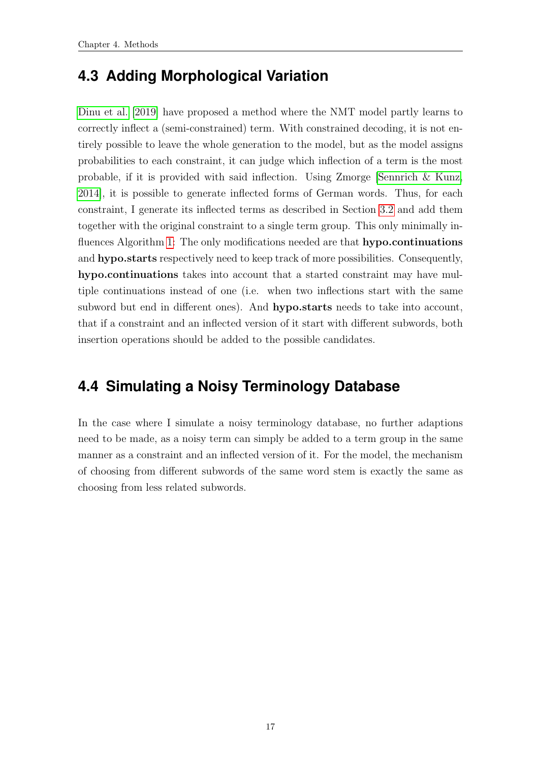## 4.3 Adding Morphological Variation

Dinu et al. [2019] have proposed a method where the NMT model partly learns to correctly inflect a (semi-constrained) term. With constrained decoding, it is not entirely possible to leave the whole generation to the model, but as the model assigns probabilities to each constraint, it can judge which inflection of a term is the most probable, if it is provided with said inflection. Using Zmorge [Sennrich & Kunz, 2014], it is possible to generate inflected forms of German words. Thus, for each constraint, I generate its inflected terms as described in Section 3.2 and add them together with the original constraint to a single term group. This only minimally influences Algorithm 1: The only modifications needed are that **hypo.continuations** and **hypo.starts** respectively need to keep track of more possibilities. Consequently, **hypo.continuations** takes into account that a started constraint may have multiple continuations instead of one (i.e. when two inflections start with the same subword but end in different ones). And **hypo.starts** needs to take into account, that if a constraint and an inflected version of it start with different subwords, both insertion operations should be added to the possible candidates.

## 4.4 Simulating a Noisy Terminology Database

In the case where I simulate a noisy terminology database, no further adaptions need to be made, as a noisy term can simply be added to a term group in the same manner as a constraint and an inflected version of it. For the model, the mechanism of choosing from different subwords of the same word stem is exactly the same as choosing from less related subwords.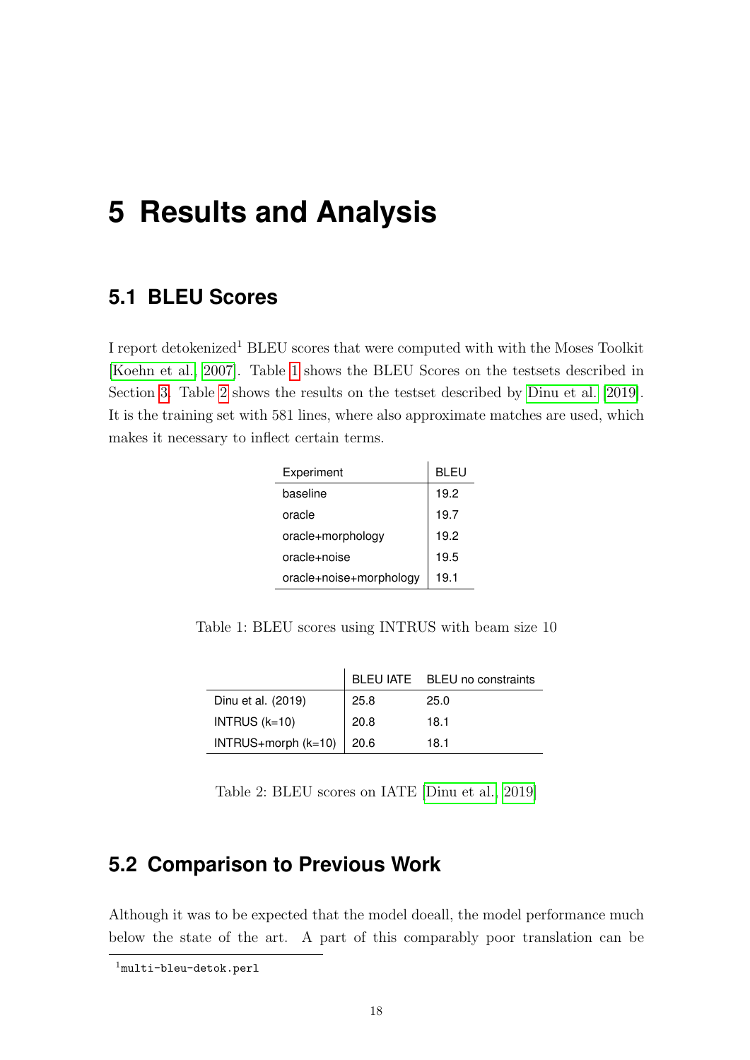# 5 Results and Analysis

## 5.1 BLEU Scores

I report detokenized[1] BLEU scores that were computed with with the Moses Toolkit [Koehn et al., 2007]. Table 1 shows the BLEU Scores on the testsets described in Section 3. Table 2 shows the results on the testset described by Dinu et al. [2019]. It is the training set with 581 lines, where also approximate matches are used, which makes it necessary to inflect certain terms.

| Experiment | BLEU |
|---|---|
| baseline | 19.2 |
| oracle | 19.7 |
| oracle+morphology | 19.2 |
| oracle+noise | 19.5 |
| oracle+noise+morphology | 19.1 |

Table 1: BLEU scores using INTRUS with beam size 10

| | BLEU IATE | BLEU no constraints |
|---|---|---|
| Dinu et al. (2019) | 25.8 | 25.0 |
| INTRUS (k=10) | 20.8 | 18.1 |
| INTRUS+morph (k=10) | 20.6 | 18.1 |

Table 2: BLEU scores on IATE [Dinu et al., 2019]

## 5.2 Comparison to Previous Work

Although it was to be expected that the model doeall, the model performance much below the state of the art. A part of this comparably poor translation can be

[1] multi-bleu-detok.perl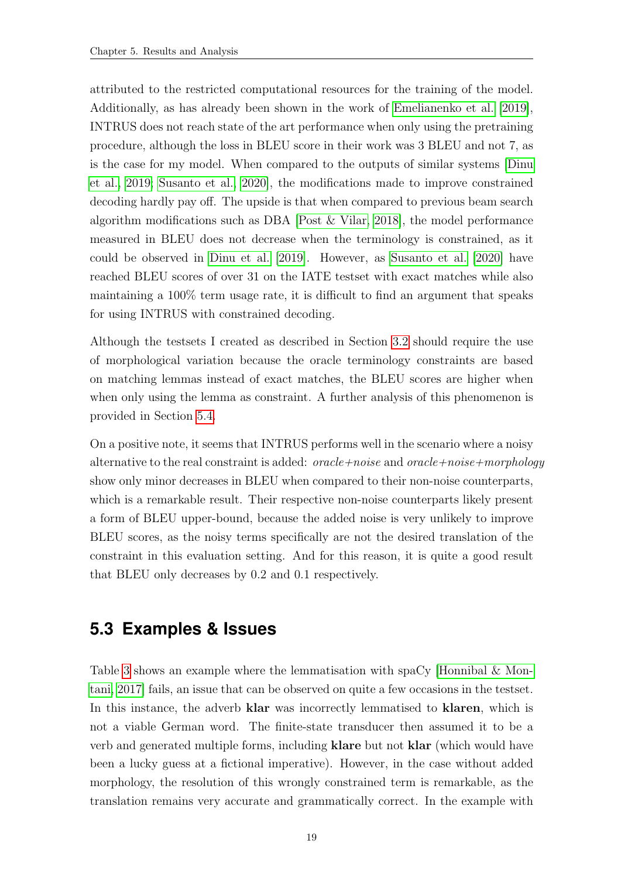attributed to the restricted computational resources for the training of the model. Additionally, as has already been shown in the work of Emelianenko et al. [2019], INTRUS does not reach state of the art performance when only using the pretraining procedure, although the loss in BLEU score in their work was 3 BLEU and not 7, as is the case for my model. When compared to the outputs of similar systems [Dinu et al., 2019; Susanto et al., 2020], the modifications made to improve constrained decoding hardly pay off. The upside is that when compared to previous beam search algorithm modifications such as DBA [Post & Vilar, 2018], the model performance measured in BLEU does not decrease when the terminology is constrained, as it could be observed in Dinu et al. [2019]. However, as Susanto et al. [2020] have reached BLEU scores of over 31 on the IATE testset with exact matches while also maintaining a 100% term usage rate, it is difficult to find an argument that speaks for using INTRUS with constrained decoding.

Although the testsets I created as described in Section 3.2 should require the use of morphological variation because the oracle terminology constraints are based on matching lemmas instead of exact matches, the BLEU scores are higher when when only using the lemma as constraint. A further analysis of this phenomenon is provided in Section 5.4.

On a positive note, it seems that INTRUS performs well in the scenario where a noisy alternative to the real constraint is added: *oracle+noise* and *oracle+noise+morphology* show only minor decreases in BLEU when compared to their non-noise counterparts, which is a remarkable result. Their respective non-noise counterparts likely present a form of BLEU upper-bound, because the added noise is very unlikely to improve BLEU scores, as the noisy terms specifically are not the desired translation of the constraint in this evaluation setting. And for this reason, it is quite a good result that BLEU only decreases by 0.2 and 0.1 respectively.

## 5.3 Examples & Issues

Table 3 shows an example where the lemmatisation with spaCy [Honnibal & Montani, 2017] fails, an issue that can be observed on quite a few occasions in the testset. In this instance, the adverb **klar** was incorrectly lemmatised to **klaren**, which is not a viable German word. The finite-state transducer then assumed it to be a verb and generated multiple forms, including **klare** but not **klar** (which would have been a lucky guess at a fictional imperative). However, in the case without added morphology, the resolution of this wrongly constrained term is remarkable, as the translation remains very accurate and grammatically correct. In the example with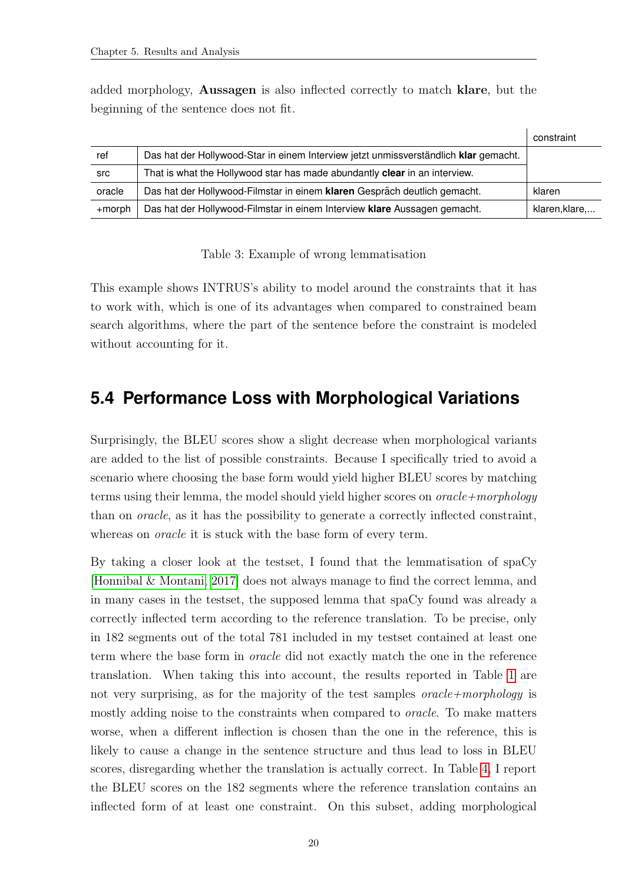added morphology, **Aussagen** is also inflected correctly to match **klare**, but the beginning of the sentence does not fit.

| | | constraint |
|---|---|---|
| ref | Das hat der Hollywood-Star in einem Interview jetzt unmissverständlich **klar** gemacht. | |
| src | That is what the Hollywood star has made abundantly **clear** in an interview. | |
| oracle | Das hat der Hollywood-Filmstar in einem **klaren** Gespräch deutlich gemacht. | klaren |
| +morph | Das hat der Hollywood-Filmstar in einem Interview **klare** Aussagen gemacht. | klaren,klare,... |

Table 3: Example of wrong lemmatisation

This example shows INTRUS's ability to model around the constraints that it has to work with, which is one of its advantages when compared to constrained beam search algorithms, where the part of the sentence before the constraint is modeled without accounting for it.

## 5.4 Performance Loss with Morphological Variations

Surprisingly, the BLEU scores show a slight decrease when morphological variants are added to the list of possible constraints. Because I specifically tried to avoid a scenario where choosing the base form would yield higher BLEU scores by matching terms using their lemma, the model should yield higher scores on *oracle+morphology* than on *oracle*, as it has the possibility to generate a correctly inflected constraint, whereas on *oracle* it is stuck with the base form of every term.

By taking a closer look at the testset, I found that the lemmatisation of spaCy [Honnibal & Montani, 2017] does not always manage to find the correct lemma, and in many cases in the testset, the supposed lemma that spaCy found was already a correctly inflected term according to the reference translation. To be precise, only in 182 segments out of the total 781 included in my testset contained at least one term where the base form in *oracle* did not exactly match the one in the reference translation. When taking this into account, the results reported in Table 1 are not very surprising, as for the majority of the test samples *oracle+morphology* is mostly adding noise to the constraints when compared to *oracle*. To make matters worse, when a different inflection is chosen than the one in the reference, this is likely to cause a change in the sentence structure and thus lead to loss in BLEU scores, disregarding whether the translation is actually correct. In Table 4, I report the BLEU scores on the 182 segments where the reference translation contains an inflected form of at least one constraint. On this subset, adding morphological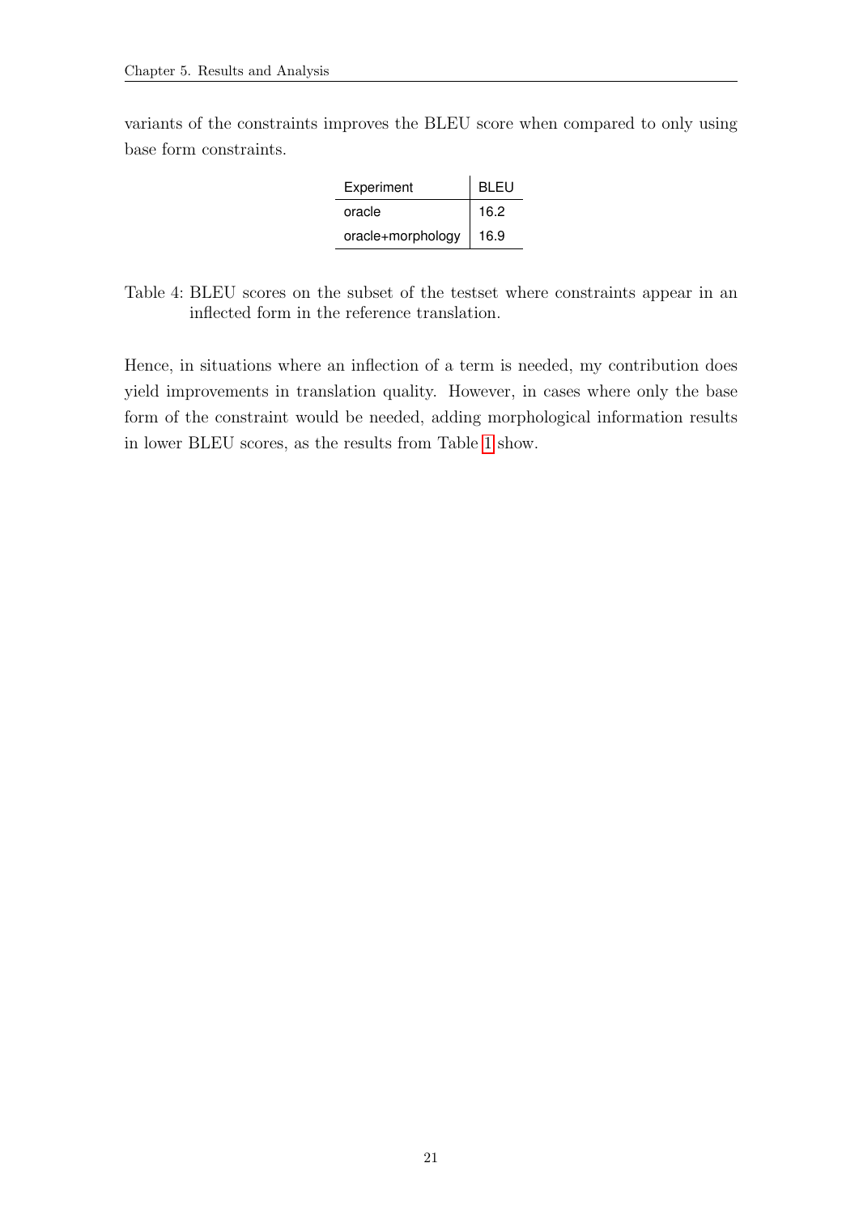variants of the constraints improves the BLEU score when compared to only using base form constraints.

| Experiment | BLEU |
|---|---|
| oracle | 16.2 |
| oracle+morphology | 16.9 |

Table 4: BLEU scores on the subset of the testset where constraints appear in an inflected form in the reference translation.

Hence, in situations where an inflection of a term is needed, my contribution does yield improvements in translation quality. However, in cases where only the base form of the constraint would be needed, adding morphological information results in lower BLEU scores, as the results from Table 1 show.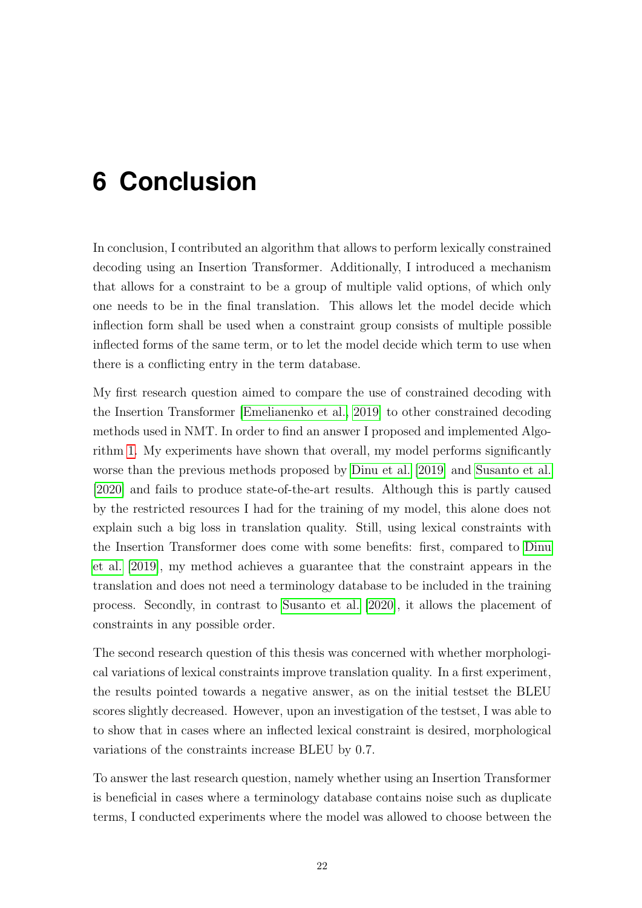# 6 Conclusion

In conclusion, I contributed an algorithm that allows to perform lexically constrained decoding using an Insertion Transformer. Additionally, I introduced a mechanism that allows for a constraint to be a group of multiple valid options, of which only one needs to be in the final translation. This allows let the model decide which inflection form shall be used when a constraint group consists of multiple possible inflected forms of the same term, or to let the model decide which term to use when there is a conflicting entry in the term database.

My first research question aimed to compare the use of constrained decoding with the Insertion Transformer [Emelianenko et al., 2019] to other constrained decoding methods used in NMT. In order to find an answer I proposed and implemented Algorithm 1. My experiments have shown that overall, my model performs significantly worse than the previous methods proposed by Dinu et al. [2019] and Susanto et al. [2020] and fails to produce state-of-the-art results. Although this is partly caused by the restricted resources I had for the training of my model, this alone does not explain such a big loss in translation quality. Still, using lexical constraints with the Insertion Transformer does come with some benefits: first, compared to Dinu et al. [2019], my method achieves a guarantee that the constraint appears in the translation and does not need a terminology database to be included in the training process. Secondly, in contrast to Susanto et al. [2020], it allows the placement of constraints in any possible order.

The second research question of this thesis was concerned with whether morphological variations of lexical constraints improve translation quality. In a first experiment, the results pointed towards a negative answer, as on the initial testset the BLEU scores slightly decreased. However, upon an investigation of the testset, I was able to to show that in cases where an inflected lexical constraint is desired, morphological variations of the constraints increase BLEU by 0.7.

To answer the last research question, namely whether using an Insertion Transformer is beneficial in cases where a terminology database contains noise such as duplicate terms, I conducted experiments where the model was allowed to choose between the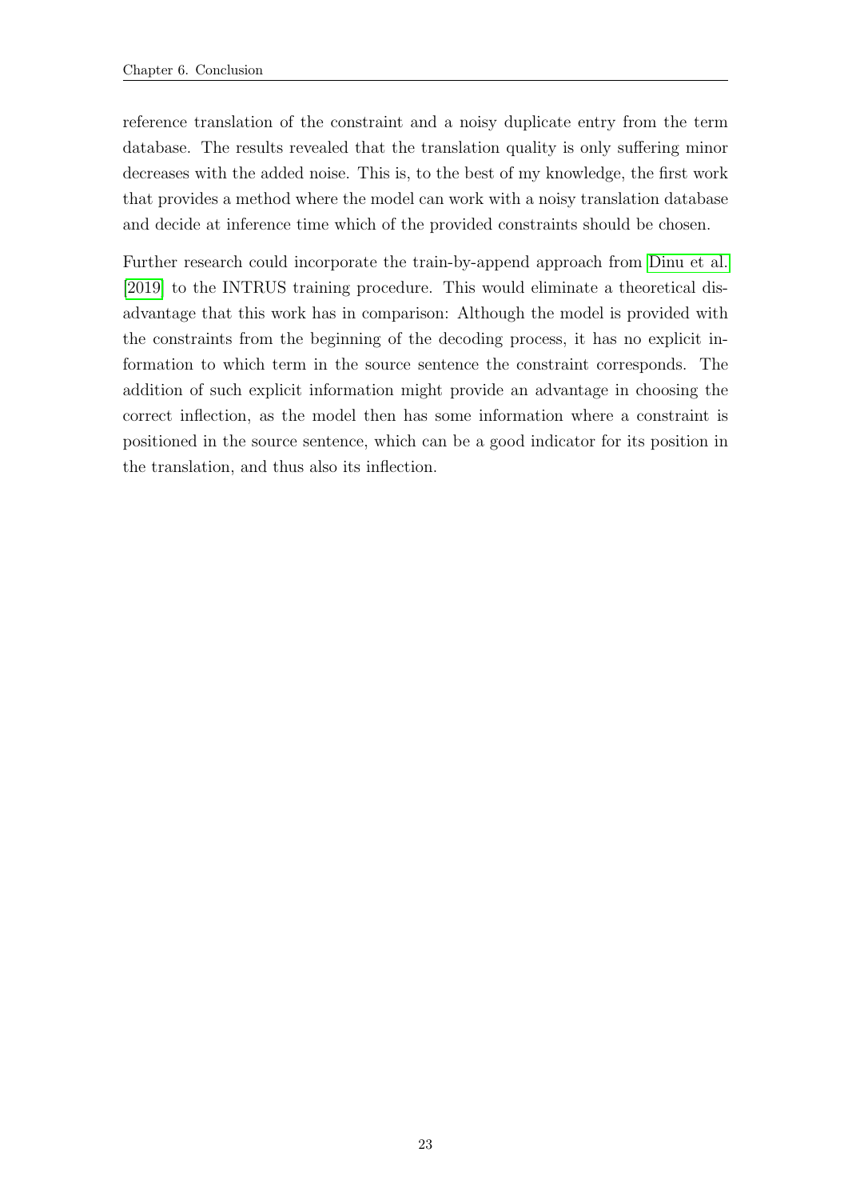reference translation of the constraint and a noisy duplicate entry from the term database. The results revealed that the translation quality is only suffering minor decreases with the added noise. This is, to the best of my knowledge, the first work that provides a method where the model can work with a noisy translation database and decide at inference time which of the provided constraints should be chosen.

Further research could incorporate the train-by-append approach from Dinu et al. [2019] to the INTRUS training procedure. This would eliminate a theoretical disadvantage that this work has in comparison: Although the model is provided with the constraints from the beginning of the decoding process, it has no explicit information to which term in the source sentence the constraint corresponds. The addition of such explicit information might provide an advantage in choosing the correct inflection, as the model then has some information where a constraint is positioned in the source sentence, which can be a good indicator for its position in the translation, and thus also its inflection.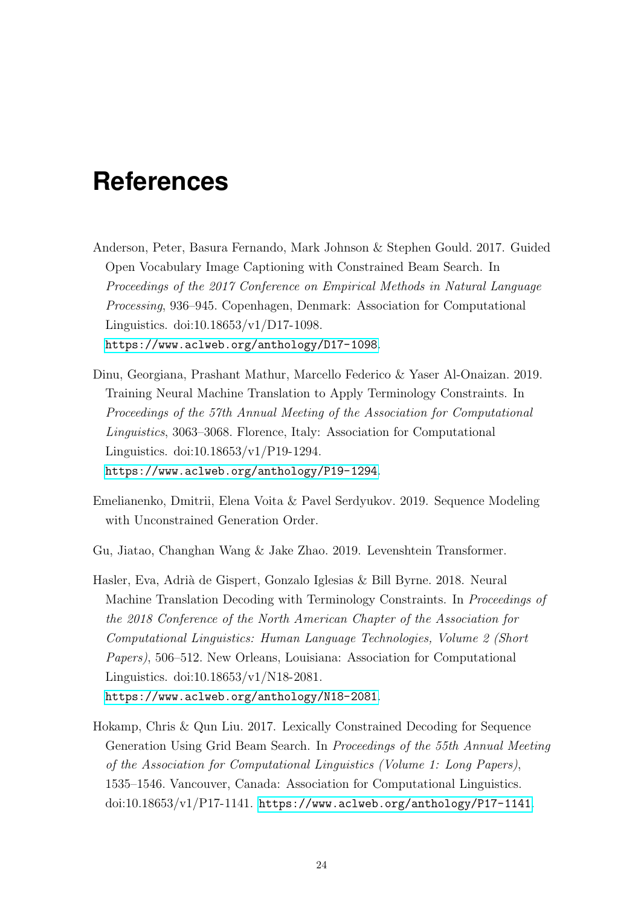# References

Anderson, Peter, Basura Fernando, Mark Johnson & Stephen Gould. 2017. Guided Open Vocabulary Image Captioning with Constrained Beam Search. In *Proceedings of the 2017 Conference on Empirical Methods in Natural Language Processing*, 936–945. Copenhagen, Denmark: Association for Computational Linguistics. doi:10.18653/v1/D17-1098. https://www.aclweb.org/anthology/D17-1098.

Dinu, Georgiana, Prashant Mathur, Marcello Federico & Yaser Al-Onaizan. 2019. Training Neural Machine Translation to Apply Terminology Constraints. In *Proceedings of the 57th Annual Meeting of the Association for Computational Linguistics*, 3063–3068. Florence, Italy: Association for Computational Linguistics. doi:10.18653/v1/P19-1294. https://www.aclweb.org/anthology/P19-1294.

Emelianenko, Dmitrii, Elena Voita & Pavel Serdyukov. 2019. Sequence Modeling with Unconstrained Generation Order.

Gu, Jiatao, Changhan Wang & Jake Zhao. 2019. Levenshtein Transformer.

Hasler, Eva, Adrià de Gispert, Gonzalo Iglesias & Bill Byrne. 2018. Neural Machine Translation Decoding with Terminology Constraints. In *Proceedings of the 2018 Conference of the North American Chapter of the Association for Computational Linguistics: Human Language Technologies, Volume 2 (Short Papers)*, 506–512. New Orleans, Louisiana: Association for Computational Linguistics. doi:10.18653/v1/N18-2081. https://www.aclweb.org/anthology/N18-2081.

Hokamp, Chris & Qun Liu. 2017. Lexically Constrained Decoding for Sequence Generation Using Grid Beam Search. In *Proceedings of the 55th Annual Meeting of the Association for Computational Linguistics (Volume 1: Long Papers)*, 1535–1546. Vancouver, Canada: Association for Computational Linguistics. doi:10.18653/v1/P17-1141. https://www.aclweb.org/anthology/P17-1141.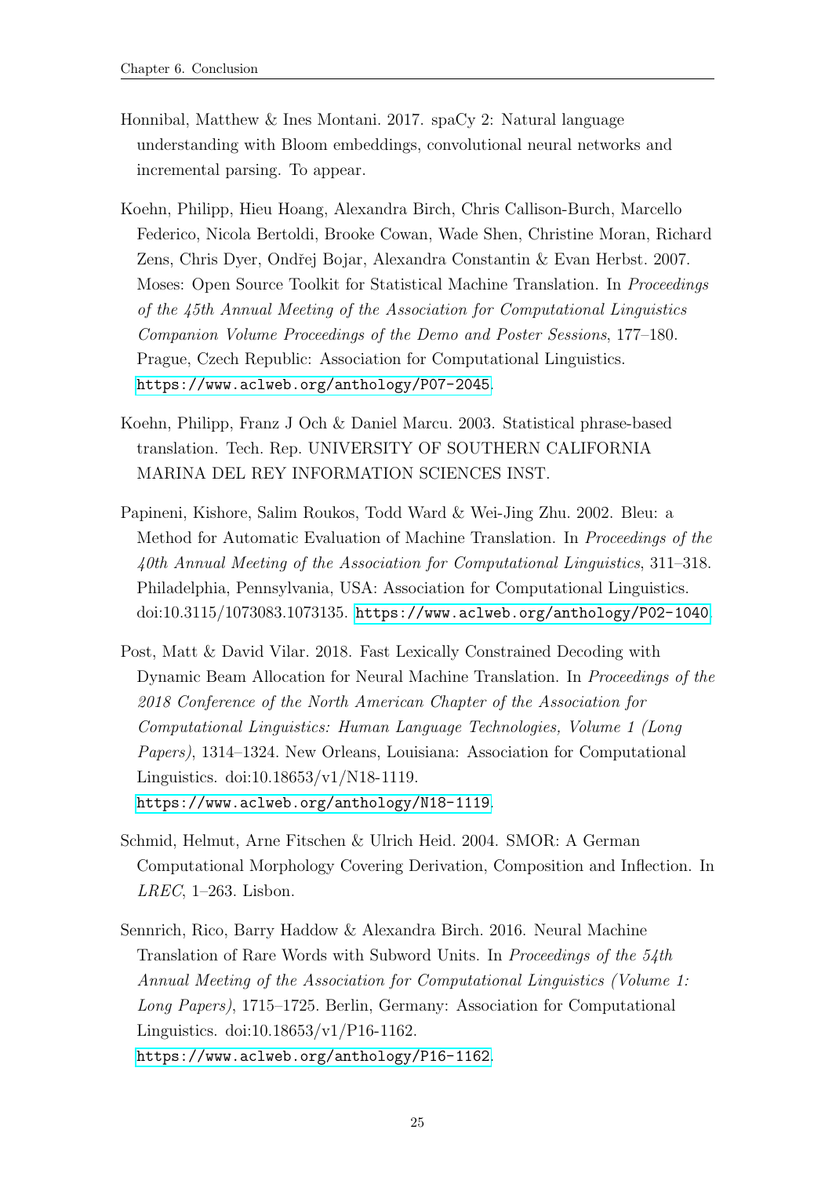Honnibal, Matthew & Ines Montani. 2017. spaCy 2: Natural language understanding with Bloom embeddings, convolutional neural networks and incremental parsing. To appear.

Koehn, Philipp, Hieu Hoang, Alexandra Birch, Chris Callison-Burch, Marcello Federico, Nicola Bertoldi, Brooke Cowan, Wade Shen, Christine Moran, Richard Zens, Chris Dyer, Ondřej Bojar, Alexandra Constantin & Evan Herbst. 2007. Moses: Open Source Toolkit for Statistical Machine Translation. In *Proceedings of the 45th Annual Meeting of the Association for Computational Linguistics Companion Volume Proceedings of the Demo and Poster Sessions*, 177–180. Prague, Czech Republic: Association for Computational Linguistics. https://www.aclweb.org/anthology/P07-2045.

Koehn, Philipp, Franz J Och & Daniel Marcu. 2003. Statistical phrase-based translation. Tech. Rep. UNIVERSITY OF SOUTHERN CALIFORNIA MARINA DEL REY INFORMATION SCIENCES INST.

Papineni, Kishore, Salim Roukos, Todd Ward & Wei-Jing Zhu. 2002. Bleu: a Method for Automatic Evaluation of Machine Translation. In *Proceedings of the 40th Annual Meeting of the Association for Computational Linguistics*, 311–318. Philadelphia, Pennsylvania, USA: Association for Computational Linguistics. doi:10.3115/1073083.1073135. https://www.aclweb.org/anthology/P02-1040.

Post, Matt & David Vilar. 2018. Fast Lexically Constrained Decoding with Dynamic Beam Allocation for Neural Machine Translation. In *Proceedings of the 2018 Conference of the North American Chapter of the Association for Computational Linguistics: Human Language Technologies, Volume 1 (Long Papers)*, 1314–1324. New Orleans, Louisiana: Association for Computational Linguistics. doi:10.18653/v1/N18-1119. https://www.aclweb.org/anthology/N18-1119.

Schmid, Helmut, Arne Fitschen & Ulrich Heid. 2004. SMOR: A German Computational Morphology Covering Derivation, Composition and Inflection. In *LREC*, 1–263. Lisbon.

Sennrich, Rico, Barry Haddow & Alexandra Birch. 2016. Neural Machine Translation of Rare Words with Subword Units. In *Proceedings of the 54th Annual Meeting of the Association for Computational Linguistics (Volume 1: Long Papers)*, 1715–1725. Berlin, Germany: Association for Computational Linguistics. doi:10.18653/v1/P16-1162. https://www.aclweb.org/anthology/P16-1162.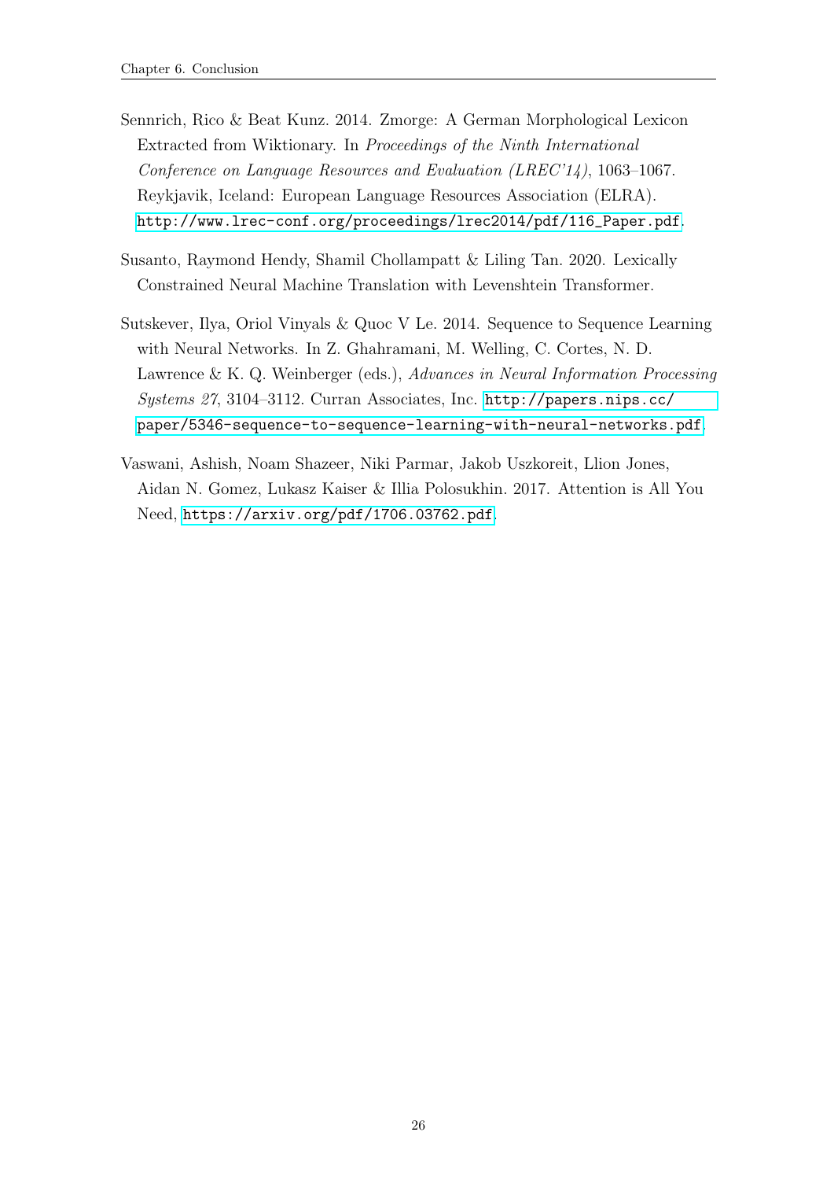Sennrich, Rico & Beat Kunz. 2014. Zmorge: A German Morphological Lexicon Extracted from Wiktionary. In *Proceedings of the Ninth International Conference on Language Resources and Evaluation (LREC'14)*, 1063–1067. Reykjavik, Iceland: European Language Resources Association (ELRA). http://www.lrec-conf.org/proceedings/lrec2014/pdf/116_Paper.pdf.

Susanto, Raymond Hendy, Shamil Chollampatt & Liling Tan. 2020. Lexically Constrained Neural Machine Translation with Levenshtein Transformer.

Sutskever, Ilya, Oriol Vinyals & Quoc V Le. 2014. Sequence to Sequence Learning with Neural Networks. In Z. Ghahramani, M. Welling, C. Cortes, N. D. Lawrence & K. Q. Weinberger (eds.), *Advances in Neural Information Processing Systems 27*, 3104–3112. Curran Associates, Inc. http://papers.nips.cc/paper/5346-sequence-to-sequence-learning-with-neural-networks.pdf.

Vaswani, Ashish, Noam Shazeer, Niki Parmar, Jakob Uszkoreit, Llion Jones, Aidan N. Gomez, Lukasz Kaiser & Illia Polosukhin. 2017. Attention is All You Need, https://arxiv.org/pdf/1706.03762.pdf.